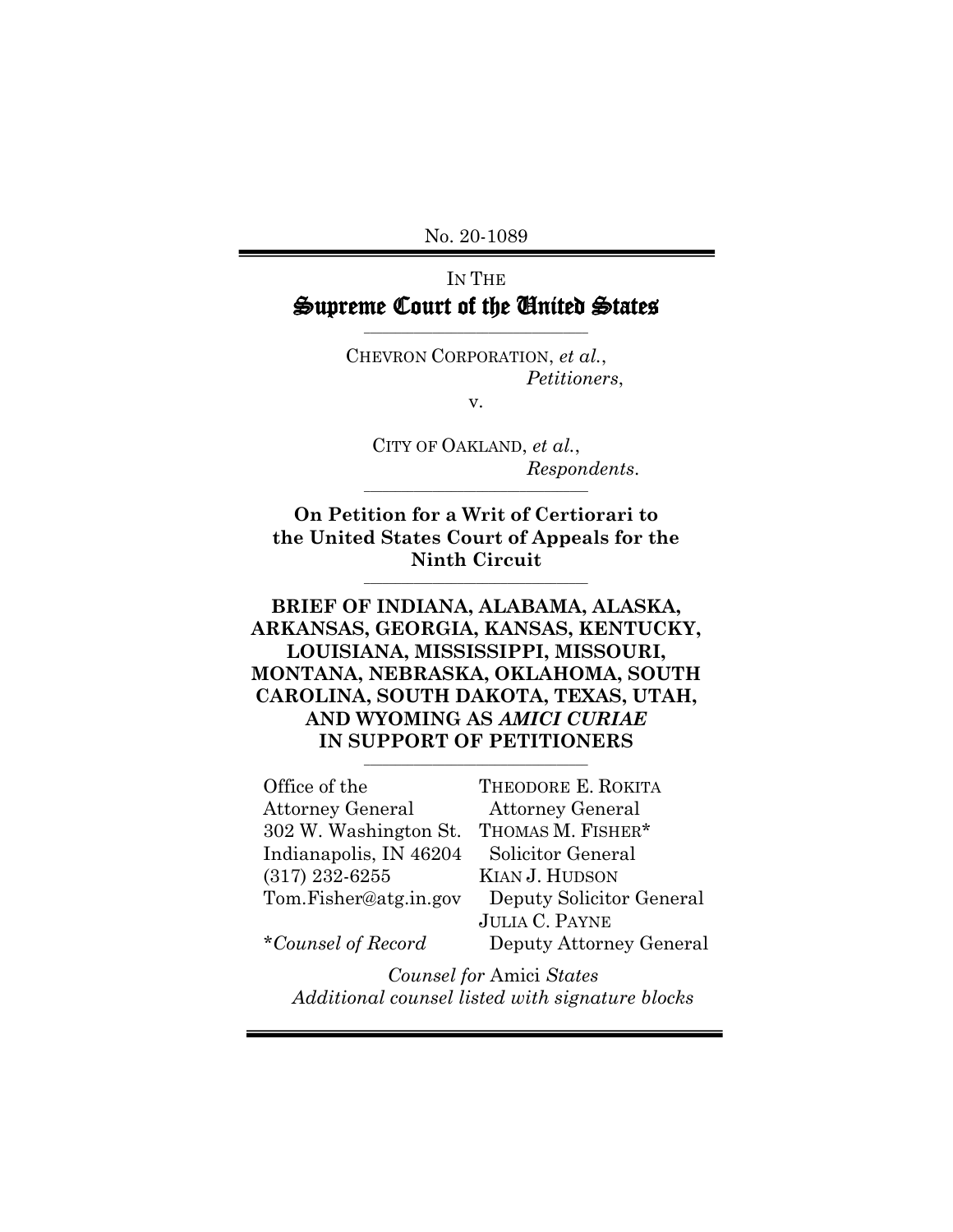No. 20-1089

IN THE

# Supreme Court of the United States

CHEVRON CORPORATION, *et al.*,
*Petitioners*,

v.

CITY OF OAKLAND, *et al.*,
*Respondents*.

**On Petition for a Writ of Certiorari to the United States Court of Appeals for the Ninth Circuit**

**BRIEF OF INDIANA, ALABAMA, ALASKA, ARKANSAS, GEORGIA, KANSAS, KENTUCKY, LOUISIANA, MISSISSIPPI, MISSOURI, MONTANA, NEBRASKA, OKLAHOMA, SOUTH CAROLINA, SOUTH DAKOTA, TEXAS, UTAH, AND WYOMING AS *AMICI CURIAE* IN SUPPORT OF PETITIONERS**

Office of the Attorney General
302 W. Washington St.
Indianapolis, IN 46204
(317) 232-6255
Tom.Fisher@atg.in.gov

\**Counsel of Record*

THEODORE E. ROKITA
Attorney General
THOMAS M. FISHER*
Solicitor General
KIAN J. HUDSON
Deputy Solicitor General
JULIA C. PAYNE
Deputy Attorney General

*Counsel for* Amici *States*
*Additional counsel listed with signature blocks*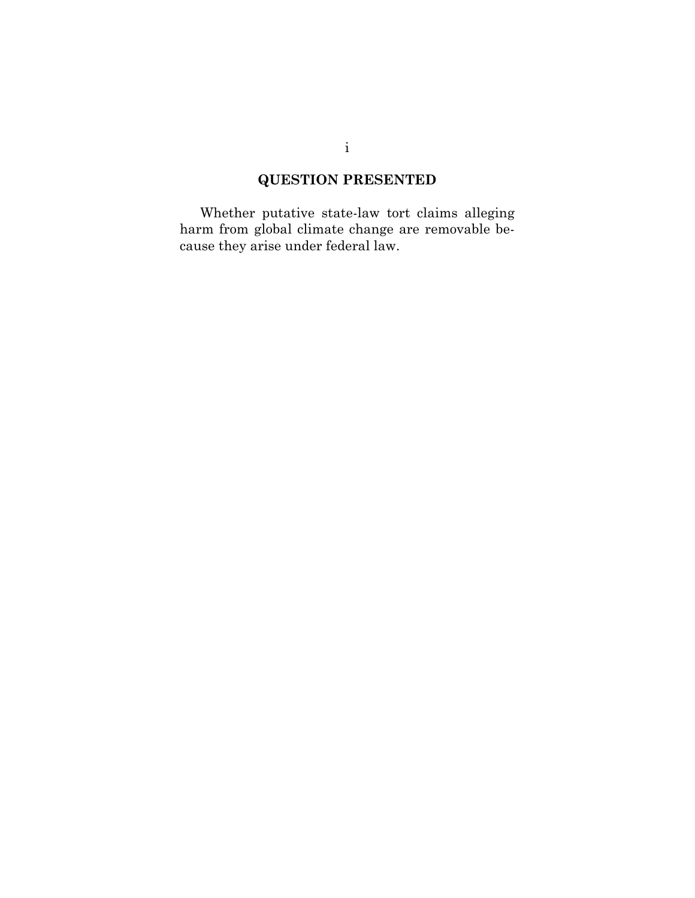## QUESTION PRESENTED

Whether putative state-law tort claims alleging harm from global climate change are removable because they arise under federal law.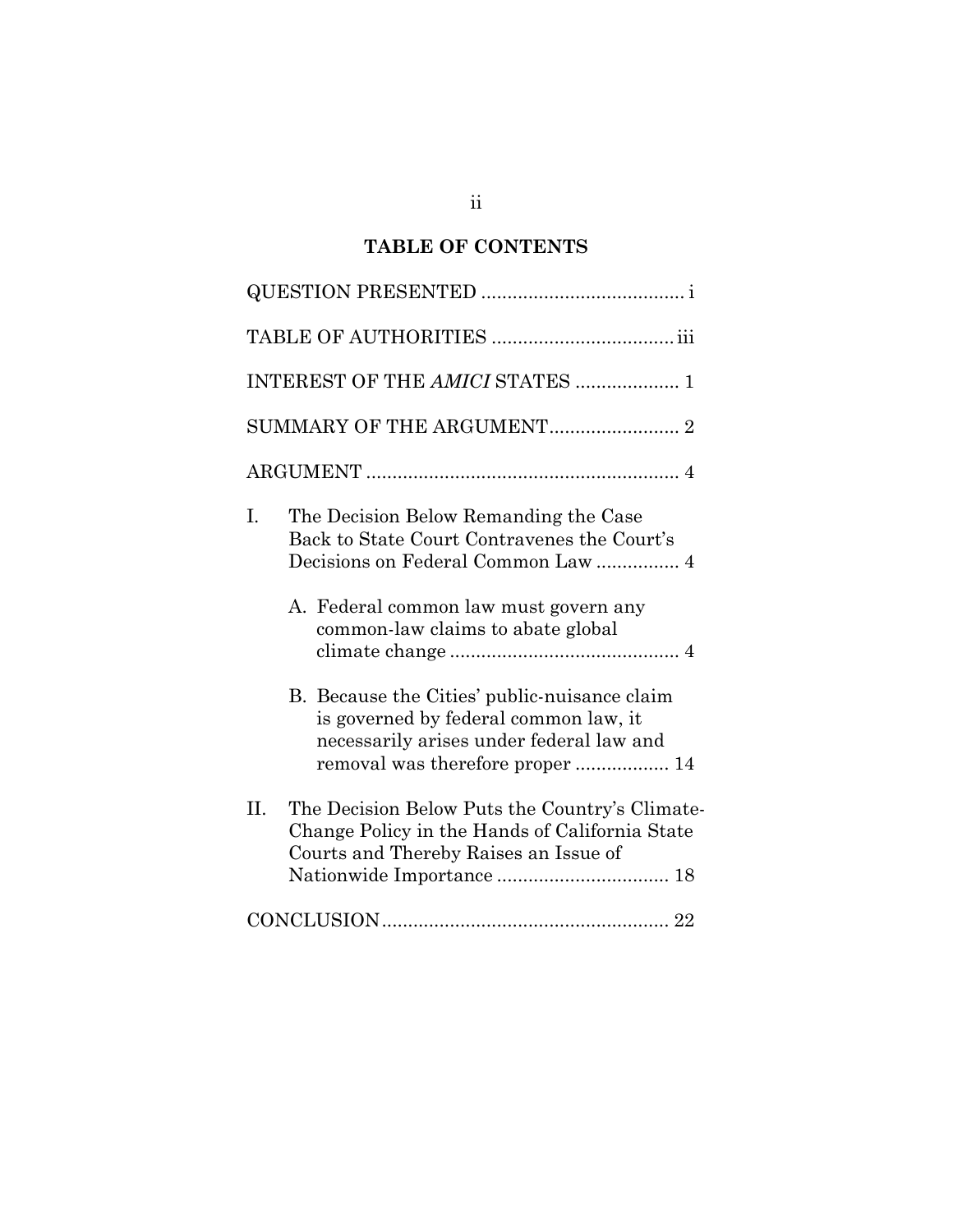## TABLE OF CONTENTS

QUESTION PRESENTED ....................................... i

TABLE OF AUTHORITIES ................................... iii

INTEREST OF THE *AMICI* STATES .................... 1

SUMMARY OF THE ARGUMENT.......................... 2

ARGUMENT ............................................................ 4

I. The Decision Below Remanding the Case Back to State Court Contravenes the Court's Decisions on Federal Common Law ................ 4

   A. Federal common law must govern any common-law claims to abate global climate change ............................................ 4

   B. Because the Cities' public-nuisance claim is governed by federal common law, it necessarily arises under federal law and removal was therefore proper .................. 14

II. The Decision Below Puts the Country's Climate-Change Policy in the Hands of California State Courts and Thereby Raises an Issue of Nationwide Importance ................................. 18

CONCLUSION....................................................... 22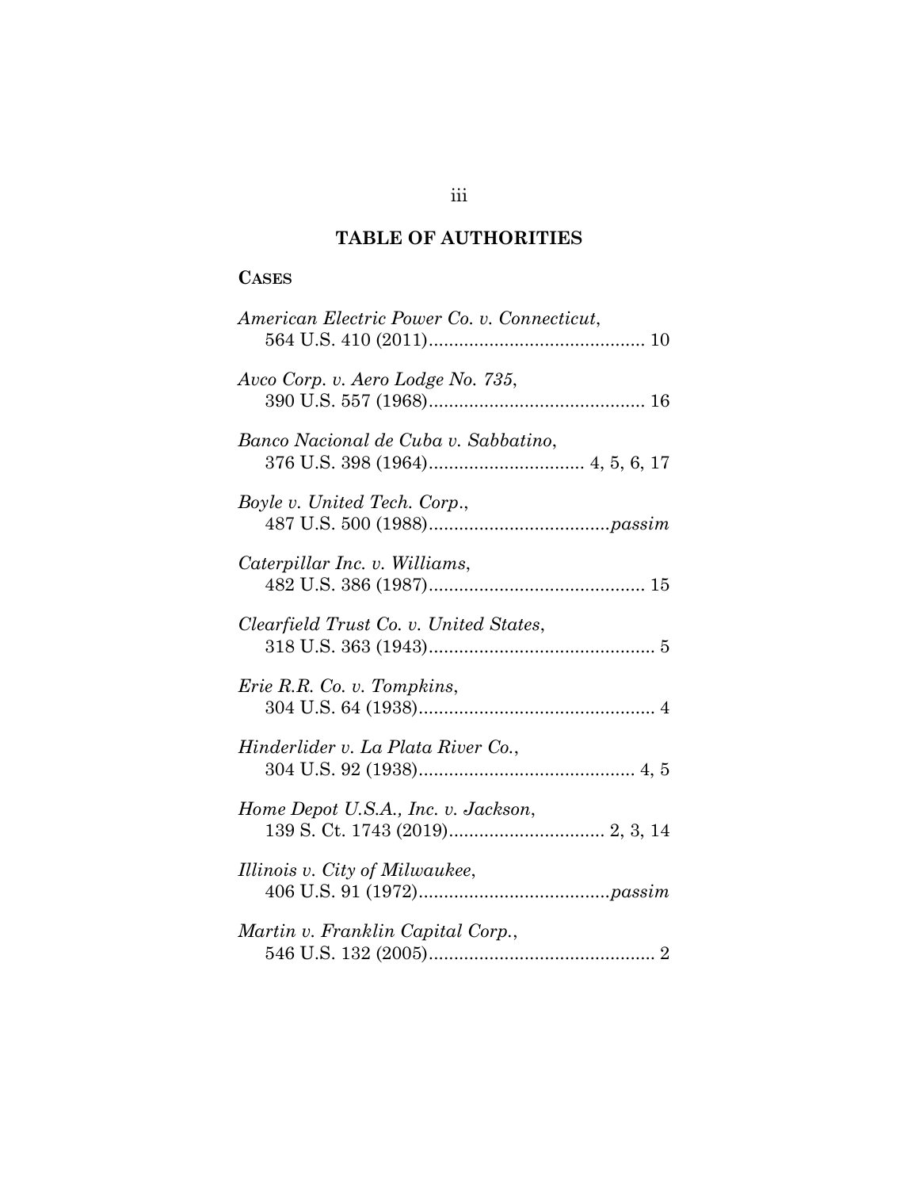# TABLE OF AUTHORITIES

## CASES

*American Electric Power Co. v. Connecticut*,
564 U.S. 410 (2011) .......................................... 10

*Avco Corp. v. Aero Lodge No. 735*,
390 U.S. 557 (1968) .......................................... 16

*Banco Nacional de Cuba v. Sabbatino*,
376 U.S. 398 (1964) .............................. 4, 5, 6, 17

*Boyle v. United Tech. Corp.*,
487 U.S. 500 (1988) ...................................*passim*

*Caterpillar Inc. v. Williams*,
482 U.S. 386 (1987) .......................................... 15

*Clearfield Trust Co. v. United States*,
318 U.S. 363 (1943) ............................................ 5

*Erie R.R. Co. v. Tompkins*,
304 U.S. 64 (1938) .............................................. 4

*Hinderlider v. La Plata River Co.*,
304 U.S. 92 (1938) .......................................... 4, 5

*Home Depot U.S.A., Inc. v. Jackson*,
139 S. Ct. 1743 (2019) .............................. 2, 3, 14

*Illinois v. City of Milwaukee*,
406 U.S. 91 (1972) .....................................*passim*

*Martin v. Franklin Capital Corp.*,
546 U.S. 132 (2005) ............................................ 2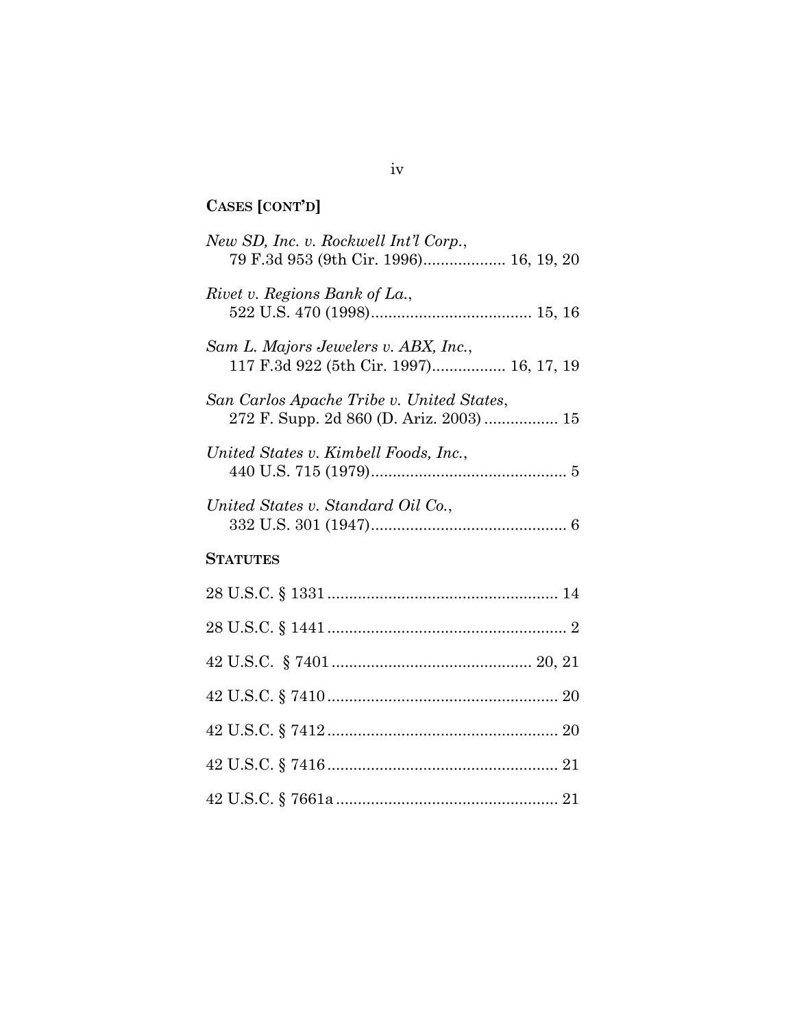**CASES [CONT'D]**

*New SD, Inc. v. Rockwell Int'l Corp.*,
79 F.3d 953 (9th Cir. 1996) .................. 16, 19, 20

*Rivet v. Regions Bank of La.*,
522 U.S. 470 (1998) .................................... 15, 16

*Sam L. Majors Jewelers v. ABX, Inc.*,
117 F.3d 922 (5th Cir. 1997) ................ 16, 17, 19

*San Carlos Apache Tribe v. United States*,
272 F. Supp. 2d 860 (D. Ariz. 2003) ................ 15

*United States v. Kimbell Foods, Inc.*,
440 U.S. 715 (1979) ............................................ 5

*United States v. Standard Oil Co.*,
332 U.S. 301 (1947) ............................................ 6

**STATUTES**

28 U.S.C. § 1331 .................................................... 14

28 U.S.C. § 1441 ...................................................... 2

42 U.S.C. § 7401 ............................................ 20, 21

42 U.S.C. § 7410 .................................................... 20

42 U.S.C. § 7412 .................................................... 20

42 U.S.C. § 7416 .................................................... 21

42 U.S.C. § 7661a .................................................. 21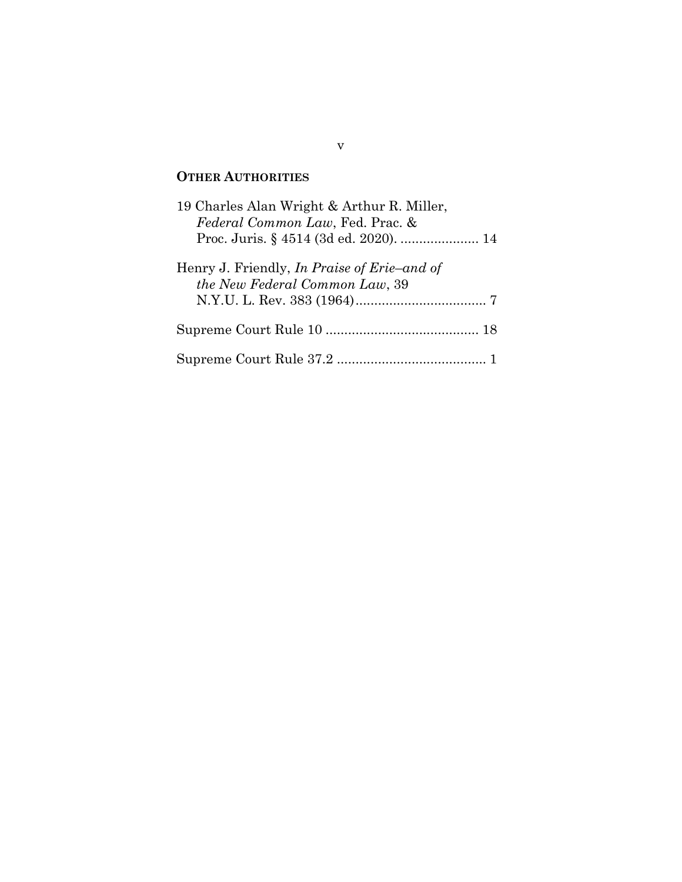## OTHER AUTHORITIES

19 Charles Alan Wright & Arthur R. Miller, *Federal Common Law*, Fed. Prac. & Proc. Juris. § 4514 (3d ed. 2020). ..................... 14

Henry J. Friendly, *In Praise of Erie–and of the New Federal Common Law*, 39 N.Y.U. L. Rev. 383 (1964)................................... 7

Supreme Court Rule 10 ......................................... 18

Supreme Court Rule 37.2 ........................................ 1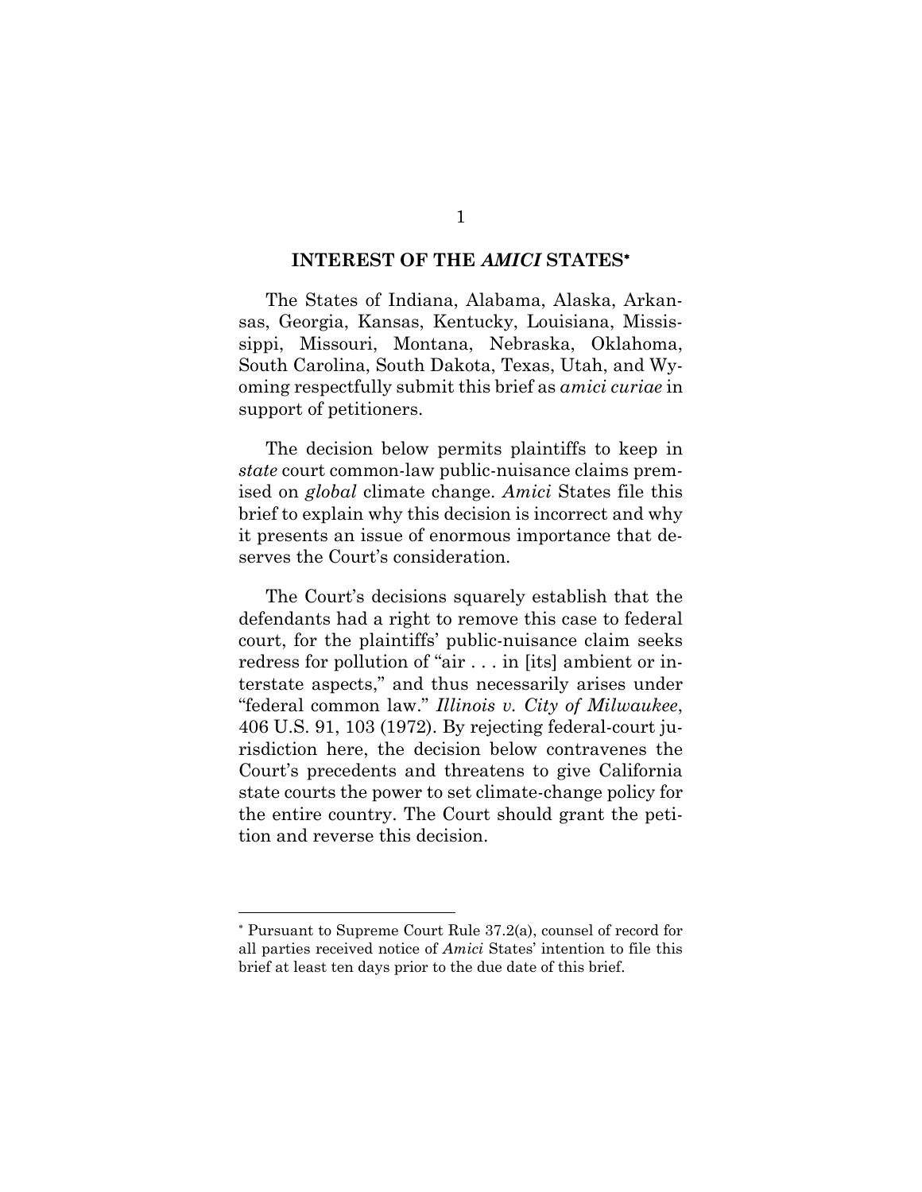## INTEREST OF THE *AMICI* STATES*

The States of Indiana, Alabama, Alaska, Arkansas, Georgia, Kansas, Kentucky, Louisiana, Mississippi, Missouri, Montana, Nebraska, Oklahoma, South Carolina, South Dakota, Texas, Utah, and Wyoming respectfully submit this brief as *amici curiae* in support of petitioners.

The decision below permits plaintiffs to keep in *state* court common-law public-nuisance claims premised on *global* climate change. *Amici* States file this brief to explain why this decision is incorrect and why it presents an issue of enormous importance that deserves the Court's consideration.

The Court's decisions squarely establish that the defendants had a right to remove this case to federal court, for the plaintiffs' public-nuisance claim seeks redress for pollution of "air . . . in [its] ambient or interstate aspects," and thus necessarily arises under "federal common law." *Illinois v. City of Milwaukee*, 406 U.S. 91, 103 (1972). By rejecting federal-court jurisdiction here, the decision below contravenes the Court's precedents and threatens to give California state courts the power to set climate-change policy for the entire country. The Court should grant the petition and reverse this decision.

---

* Pursuant to Supreme Court Rule 37.2(a), counsel of record for all parties received notice of *Amici* States' intention to file this brief at least ten days prior to the due date of this brief.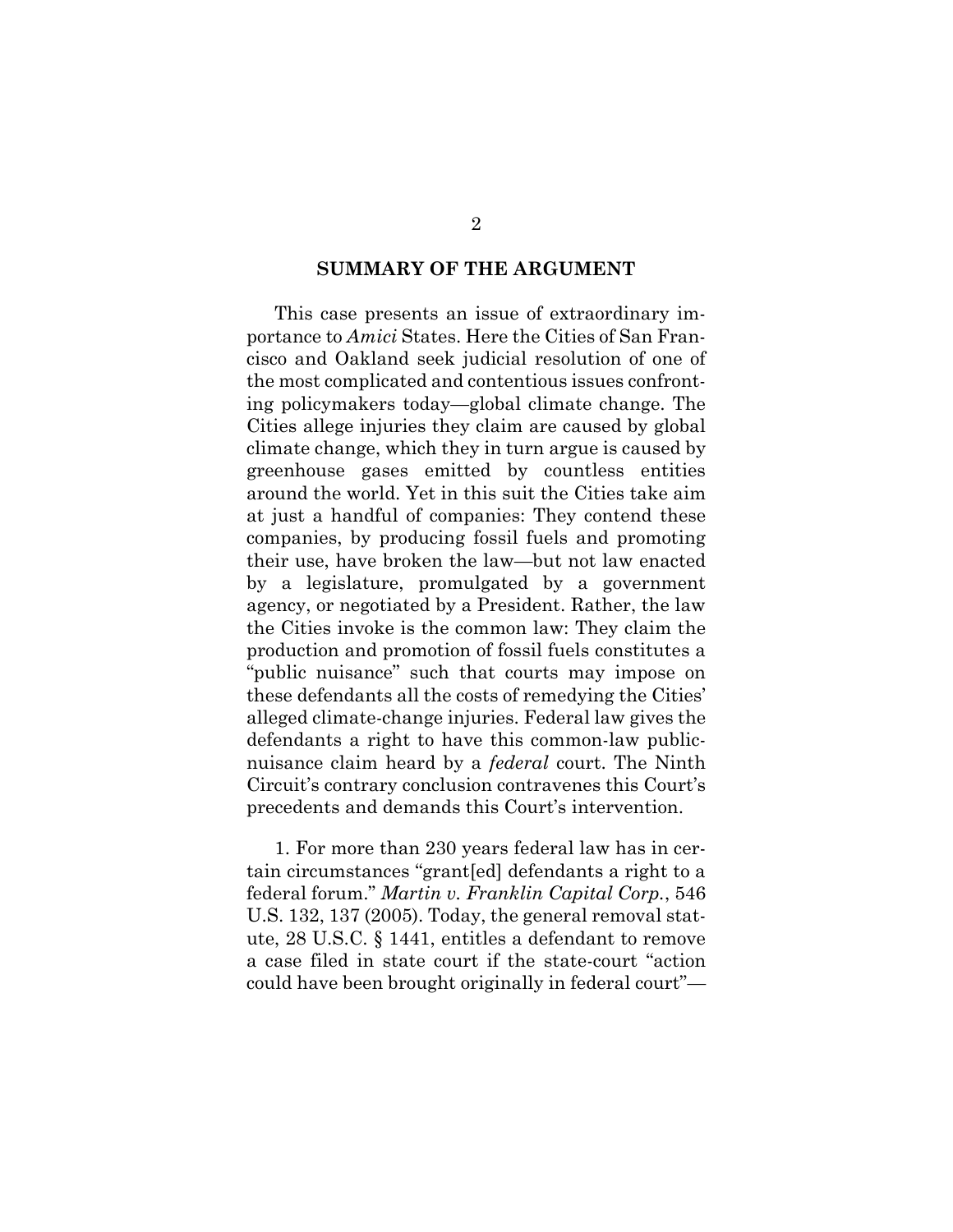## SUMMARY OF THE ARGUMENT

This case presents an issue of extraordinary importance to *Amici* States. Here the Cities of San Francisco and Oakland seek judicial resolution of one of the most complicated and contentious issues confronting policymakers today—global climate change. The Cities allege injuries they claim are caused by global climate change, which they in turn argue is caused by greenhouse gases emitted by countless entities around the world. Yet in this suit the Cities take aim at just a handful of companies: They contend these companies, by producing fossil fuels and promoting their use, have broken the law—but not law enacted by a legislature, promulgated by a government agency, or negotiated by a President. Rather, the law the Cities invoke is the common law: They claim the production and promotion of fossil fuels constitutes a "public nuisance" such that courts may impose on these defendants all the costs of remedying the Cities' alleged climate-change injuries. Federal law gives the defendants a right to have this common-law public-nuisance claim heard by a *federal* court. The Ninth Circuit's contrary conclusion contravenes this Court's precedents and demands this Court's intervention.

1. For more than 230 years federal law has in certain circumstances "grant[ed] defendants a right to a federal forum." *Martin v. Franklin Capital Corp.*, 546 U.S. 132, 137 (2005). Today, the general removal statute, 28 U.S.C. § 1441, entitles a defendant to remove a case filed in state court if the state-court "action could have been brought originally in federal court"—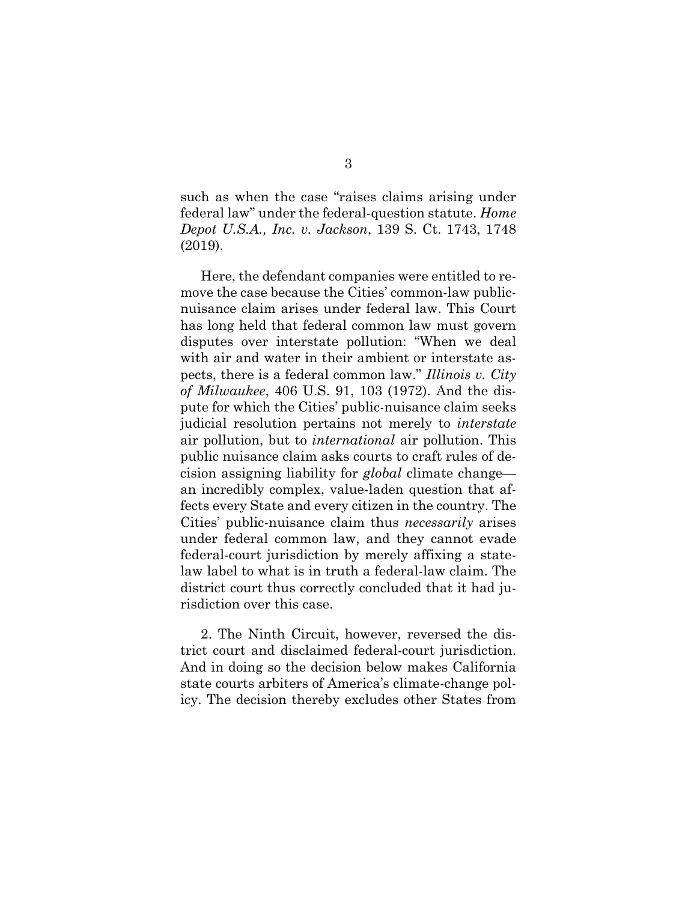such as when the case "raises claims arising under federal law" under the federal-question statute. *Home Depot U.S.A., Inc. v. Jackson*, 139 S. Ct. 1743, 1748 (2019).

Here, the defendant companies were entitled to remove the case because the Cities' common-law public-nuisance claim arises under federal law. This Court has long held that federal common law must govern disputes over interstate pollution: "When we deal with air and water in their ambient or interstate aspects, there is a federal common law." *Illinois v. City of Milwaukee*, 406 U.S. 91, 103 (1972). And the dispute for which the Cities' public-nuisance claim seeks judicial resolution pertains not merely to *interstate* air pollution, but to *international* air pollution. This public nuisance claim asks courts to craft rules of decision assigning liability for *global* climate change—an incredibly complex, value-laden question that affects every State and every citizen in the country. The Cities' public-nuisance claim thus *necessarily* arises under federal common law, and they cannot evade federal-court jurisdiction by merely affixing a state-law label to what is in truth a federal-law claim. The district court thus correctly concluded that it had jurisdiction over this case.

2. The Ninth Circuit, however, reversed the district court and disclaimed federal-court jurisdiction. And in doing so the decision below makes California state courts arbiters of America's climate-change policy. The decision thereby excludes other States from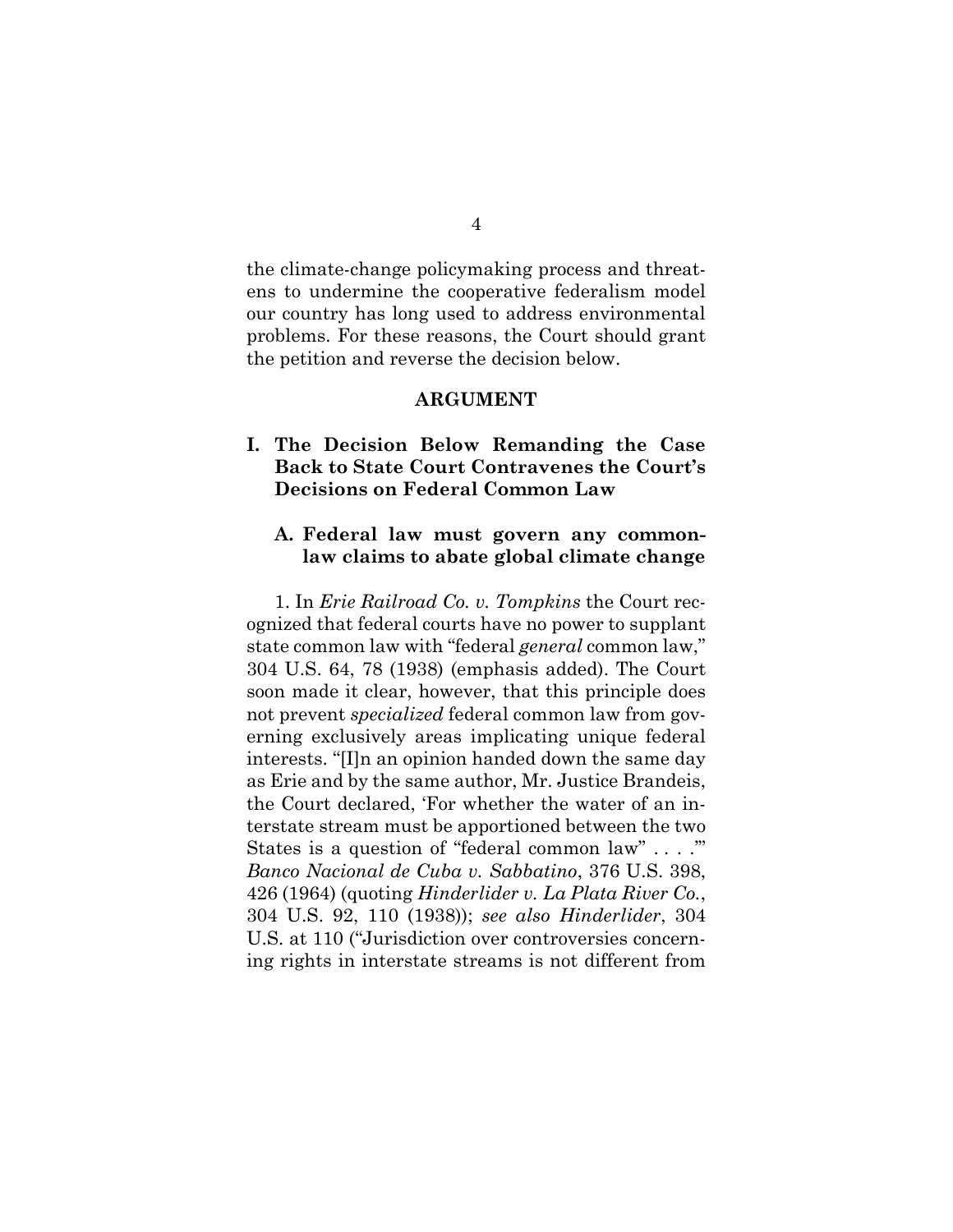the climate-change policymaking process and threatens to undermine the cooperative federalism model our country has long used to address environmental problems. For these reasons, the Court should grant the petition and reverse the decision below.

## ARGUMENT

### I. The Decision Below Remanding the Case Back to State Court Contravenes the Court's Decisions on Federal Common Law

#### A. Federal law must govern any common-law claims to abate global climate change

1. In *Erie Railroad Co. v. Tompkins* the Court recognized that federal courts have no power to supplant state common law with "federal *general* common law," 304 U.S. 64, 78 (1938) (emphasis added). The Court soon made it clear, however, that this principle does not prevent *specialized* federal common law from governing exclusively areas implicating unique federal interests. "[I]n an opinion handed down the same day as Erie and by the same author, Mr. Justice Brandeis, the Court declared, 'For whether the water of an interstate stream must be apportioned between the two States is a question of "federal common law" . . . .'" *Banco Nacional de Cuba v. Sabbatino*, 376 U.S. 398, 426 (1964) (quoting *Hinderlider v. La Plata River Co.*, 304 U.S. 92, 110 (1938)); *see also Hinderlider*, 304 U.S. at 110 ("Jurisdiction over controversies concerning rights in interstate streams is not different from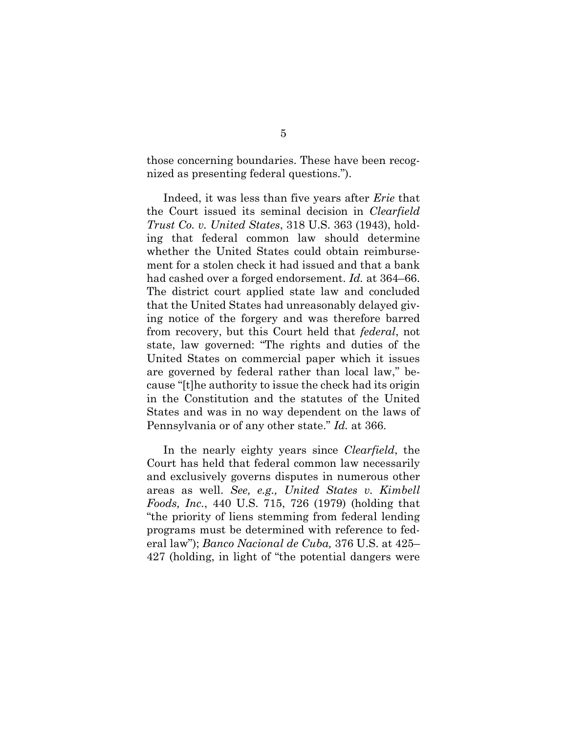those concerning boundaries. These have been recognized as presenting federal questions.").

Indeed, it was less than five years after *Erie* that the Court issued its seminal decision in *Clearfield Trust Co. v. United States*, 318 U.S. 363 (1943), holding that federal common law should determine whether the United States could obtain reimbursement for a stolen check it had issued and that a bank had cashed over a forged endorsement. *Id.* at 364–66. The district court applied state law and concluded that the United States had unreasonably delayed giving notice of the forgery and was therefore barred from recovery, but this Court held that *federal*, not state, law governed: "The rights and duties of the United States on commercial paper which it issues are governed by federal rather than local law," because "[t]he authority to issue the check had its origin in the Constitution and the statutes of the United States and was in no way dependent on the laws of Pennsylvania or of any other state." *Id.* at 366.

In the nearly eighty years since *Clearfield*, the Court has held that federal common law necessarily and exclusively governs disputes in numerous other areas as well. *See, e.g., United States v. Kimbell Foods, Inc.*, 440 U.S. 715, 726 (1979) (holding that "the priority of liens stemming from federal lending programs must be determined with reference to federal law"); *Banco Nacional de Cuba,* 376 U.S. at 425–427 (holding, in light of "the potential dangers were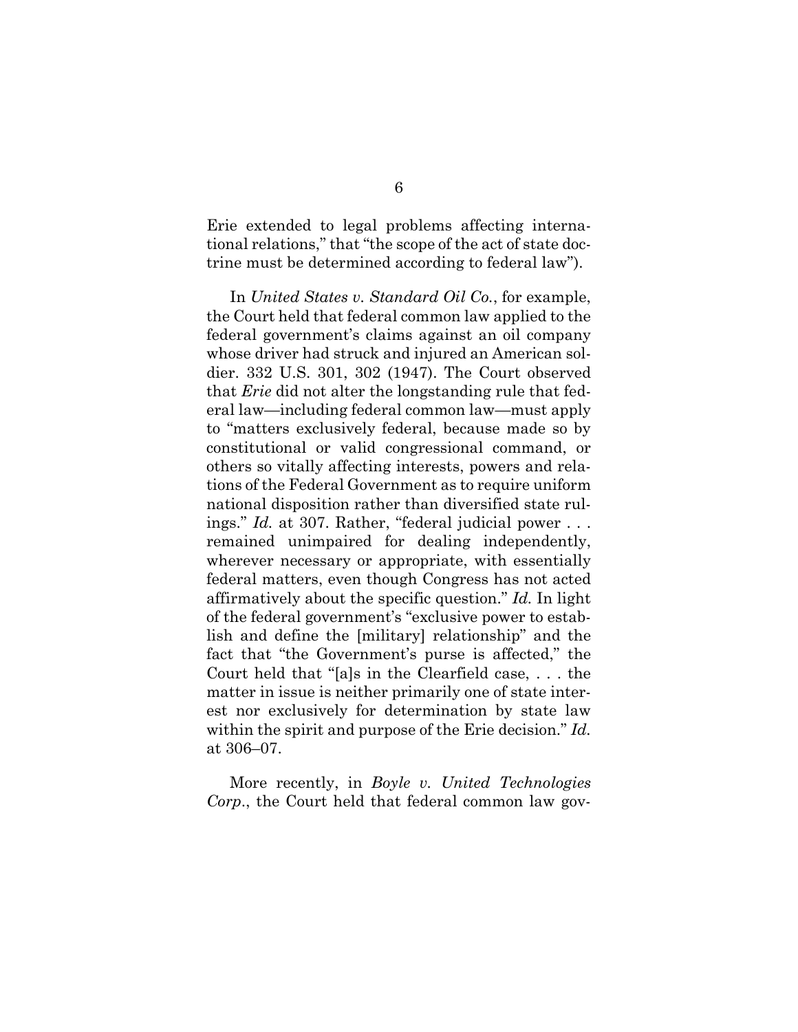Erie extended to legal problems affecting international relations," that "the scope of the act of state doctrine must be determined according to federal law").

In *United States v. Standard Oil Co.*, for example, the Court held that federal common law applied to the federal government's claims against an oil company whose driver had struck and injured an American soldier. 332 U.S. 301, 302 (1947). The Court observed that *Erie* did not alter the longstanding rule that federal law—including federal common law—must apply to "matters exclusively federal, because made so by constitutional or valid congressional command, or others so vitally affecting interests, powers and relations of the Federal Government as to require uniform national disposition rather than diversified state rulings." *Id.* at 307. Rather, "federal judicial power . . . remained unimpaired for dealing independently, wherever necessary or appropriate, with essentially federal matters, even though Congress has not acted affirmatively about the specific question." *Id.* In light of the federal government's "exclusive power to establish and define the [military] relationship" and the fact that "the Government's purse is affected," the Court held that "[a]s in the Clearfield case, . . . the matter in issue is neither primarily one of state interest nor exclusively for determination by state law within the spirit and purpose of the Erie decision." *Id.* at 306–07.

More recently, in *Boyle v. United Technologies Corp.*, the Court held that federal common law gov-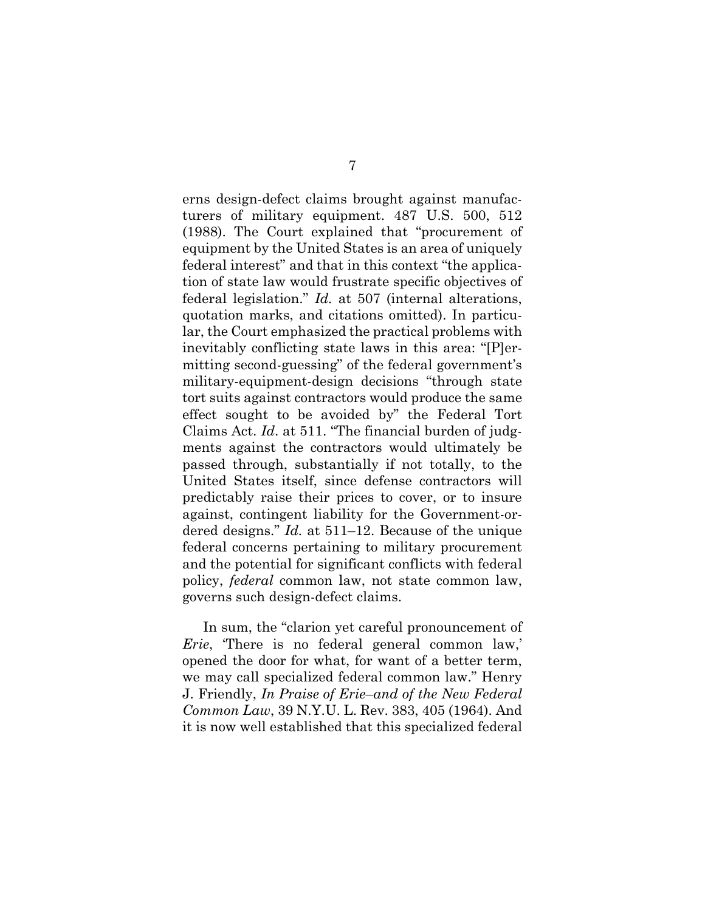erns design-defect claims brought against manufacturers of military equipment. 487 U.S. 500, 512 (1988). The Court explained that "procurement of equipment by the United States is an area of uniquely federal interest" and that in this context "the application of state law would frustrate specific objectives of federal legislation." *Id.* at 507 (internal alterations, quotation marks, and citations omitted). In particular, the Court emphasized the practical problems with inevitably conflicting state laws in this area: "[P]ermitting second-guessing" of the federal government's military-equipment-design decisions "through state tort suits against contractors would produce the same effect sought to be avoided by" the Federal Tort Claims Act. *Id*. at 511. "The financial burden of judgments against the contractors would ultimately be passed through, substantially if not totally, to the United States itself, since defense contractors will predictably raise their prices to cover, or to insure against, contingent liability for the Government-ordered designs." *Id.* at 511–12. Because of the unique federal concerns pertaining to military procurement and the potential for significant conflicts with federal policy, *federal* common law, not state common law, governs such design-defect claims.

In sum, the "clarion yet careful pronouncement of *Erie*, 'There is no federal general common law,' opened the door for what, for want of a better term, we may call specialized federal common law." Henry J. Friendly, *In Praise of Erie–and of the New Federal Common Law*, 39 N.Y.U. L. Rev. 383, 405 (1964). And it is now well established that this specialized federal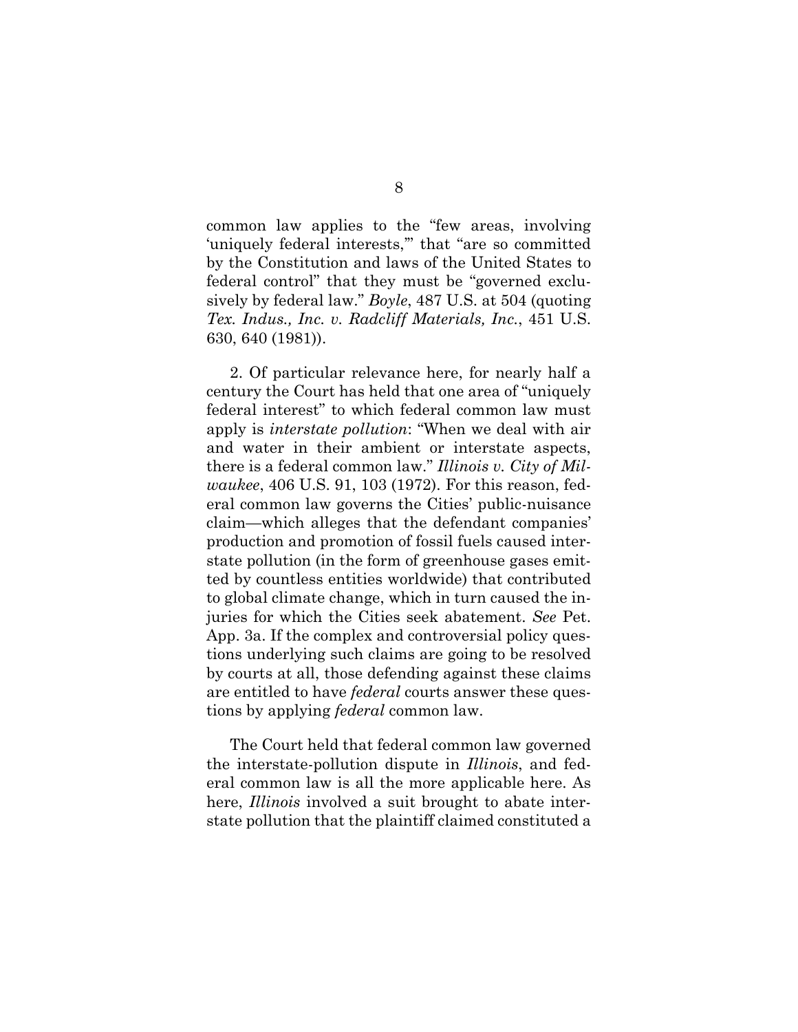common law applies to the "few areas, involving 'uniquely federal interests,'" that "are so committed by the Constitution and laws of the United States to federal control" that they must be "governed exclusively by federal law." *Boyle*, 487 U.S. at 504 (quoting *Tex. Indus., Inc. v. Radcliff Materials, Inc.*, 451 U.S. 630, 640 (1981)).

2. Of particular relevance here, for nearly half a century the Court has held that one area of "uniquely federal interest" to which federal common law must apply is *interstate pollution*: "When we deal with air and water in their ambient or interstate aspects, there is a federal common law." *Illinois v. City of Milwaukee*, 406 U.S. 91, 103 (1972). For this reason, federal common law governs the Cities' public-nuisance claim—which alleges that the defendant companies' production and promotion of fossil fuels caused interstate pollution (in the form of greenhouse gases emitted by countless entities worldwide) that contributed to global climate change, which in turn caused the injuries for which the Cities seek abatement. *See* Pet. App. 3a. If the complex and controversial policy questions underlying such claims are going to be resolved by courts at all, those defending against these claims are entitled to have *federal* courts answer these questions by applying *federal* common law.

The Court held that federal common law governed the interstate-pollution dispute in *Illinois*, and federal common law is all the more applicable here. As here, *Illinois* involved a suit brought to abate interstate pollution that the plaintiff claimed constituted a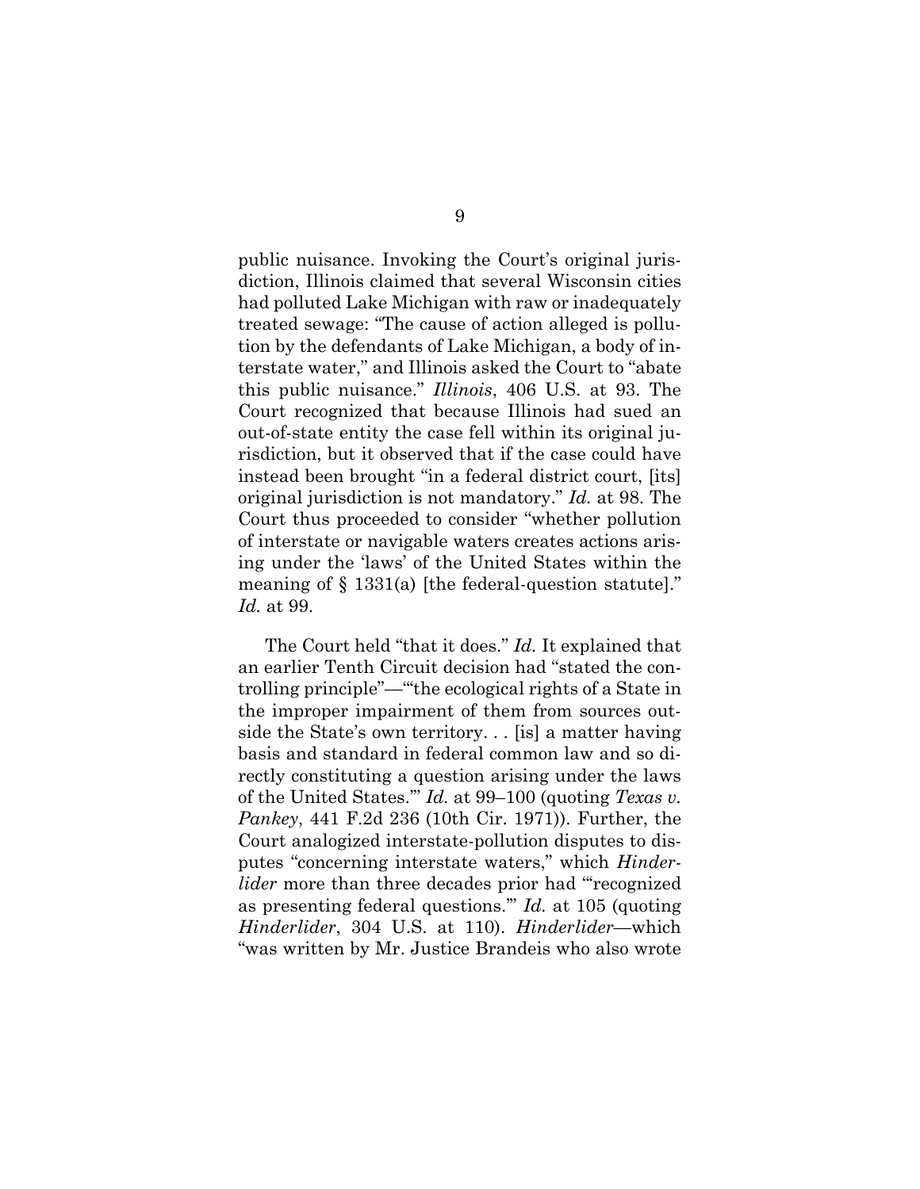public nuisance. Invoking the Court's original jurisdiction, Illinois claimed that several Wisconsin cities had polluted Lake Michigan with raw or inadequately treated sewage: "The cause of action alleged is pollution by the defendants of Lake Michigan, a body of interstate water," and Illinois asked the Court to "abate this public nuisance." *Illinois*, 406 U.S. at 93. The Court recognized that because Illinois had sued an out-of-state entity the case fell within its original jurisdiction, but it observed that if the case could have instead been brought "in a federal district court, [its] original jurisdiction is not mandatory." *Id.* at 98. The Court thus proceeded to consider "whether pollution of interstate or navigable waters creates actions arising under the 'laws' of the United States within the meaning of § 1331(a) [the federal-question statute]." *Id.* at 99.

The Court held "that it does." *Id.* It explained that an earlier Tenth Circuit decision had "stated the controlling principle"—"'the ecological rights of a State in the improper impairment of them from sources outside the State's own territory. . . [is] a matter having basis and standard in federal common law and so directly constituting a question arising under the laws of the United States.'" *Id.* at 99–100 (quoting *Texas v. Pankey*, 441 F.2d 236 (10th Cir. 1971)). Further, the Court analogized interstate-pollution disputes to disputes "concerning interstate waters," which *Hinderlider* more than three decades prior had "'recognized as presenting federal questions.'" *Id.* at 105 (quoting *Hinderlider*, 304 U.S. at 110). *Hinderlider*—which "was written by Mr. Justice Brandeis who also wrote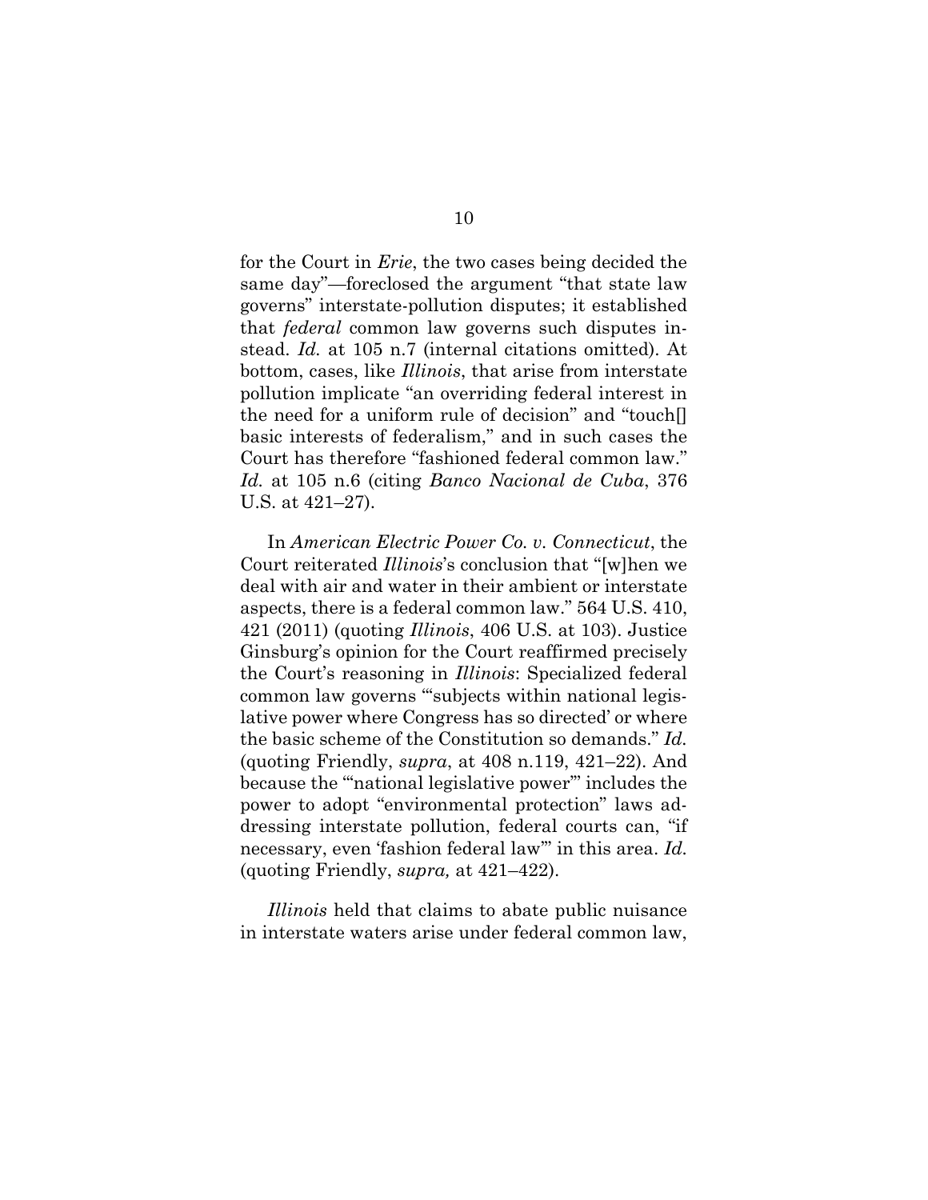for the Court in *Erie*, the two cases being decided the same day"—foreclosed the argument "that state law governs" interstate-pollution disputes; it established that *federal* common law governs such disputes instead. *Id.* at 105 n.7 (internal citations omitted). At bottom, cases, like *Illinois*, that arise from interstate pollution implicate "an overriding federal interest in the need for a uniform rule of decision" and "touch[] basic interests of federalism," and in such cases the Court has therefore "fashioned federal common law." *Id.* at 105 n.6 (citing *Banco Nacional de Cuba*, 376 U.S. at 421–27).

In *American Electric Power Co. v. Connecticut*, the Court reiterated *Illinois*'s conclusion that "[w]hen we deal with air and water in their ambient or interstate aspects, there is a federal common law." 564 U.S. 410, 421 (2011) (quoting *Illinois*, 406 U.S. at 103). Justice Ginsburg's opinion for the Court reaffirmed precisely the Court's reasoning in *Illinois*: Specialized federal common law governs "'subjects within national legislative power where Congress has so directed' or where the basic scheme of the Constitution so demands." *Id.* (quoting Friendly, *supra*, at 408 n.119, 421–22). And because the "'national legislative power'" includes the power to adopt "environmental protection" laws addressing interstate pollution, federal courts can, "if necessary, even 'fashion federal law'" in this area. *Id.* (quoting Friendly, *supra,* at 421–422).

*Illinois* held that claims to abate public nuisance in interstate waters arise under federal common law,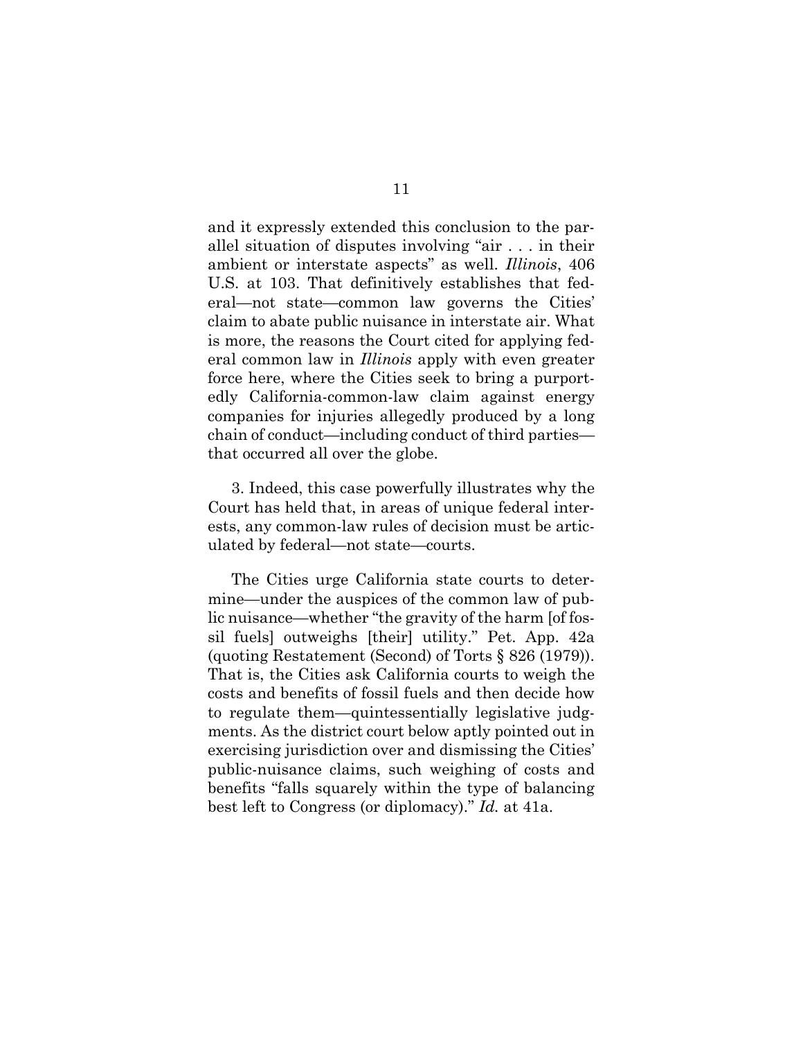and it expressly extended this conclusion to the parallel situation of disputes involving "air . . . in their ambient or interstate aspects" as well. *Illinois*, 406 U.S. at 103. That definitively establishes that federal—not state—common law governs the Cities' claim to abate public nuisance in interstate air. What is more, the reasons the Court cited for applying federal common law in *Illinois* apply with even greater force here, where the Cities seek to bring a purportedly California-common-law claim against energy companies for injuries allegedly produced by a long chain of conduct—including conduct of third parties—that occurred all over the globe.

3. Indeed, this case powerfully illustrates why the Court has held that, in areas of unique federal interests, any common-law rules of decision must be articulated by federal—not state—courts.

The Cities urge California state courts to determine—under the auspices of the common law of public nuisance—whether "the gravity of the harm [of fossil fuels] outweighs [their] utility." Pet. App. 42a (quoting Restatement (Second) of Torts § 826 (1979)). That is, the Cities ask California courts to weigh the costs and benefits of fossil fuels and then decide how to regulate them—quintessentially legislative judgments. As the district court below aptly pointed out in exercising jurisdiction over and dismissing the Cities' public-nuisance claims, such weighing of costs and benefits "falls squarely within the type of balancing best left to Congress (or diplomacy)." *Id.* at 41a.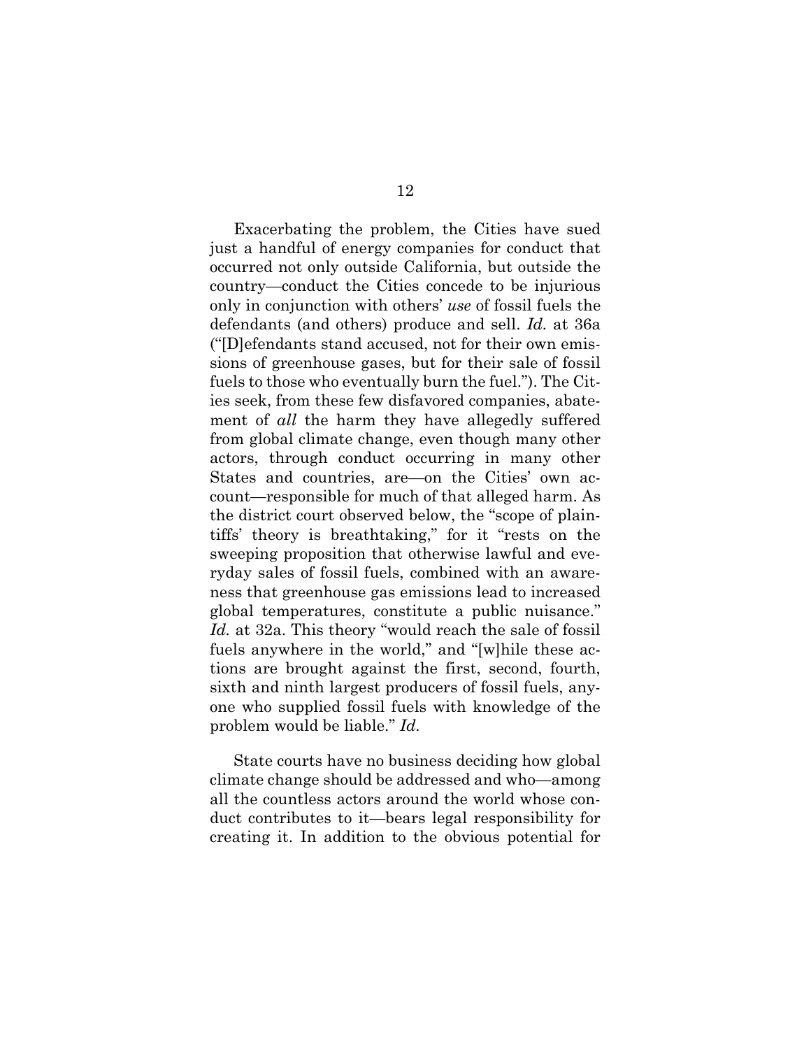Exacerbating the problem, the Cities have sued just a handful of energy companies for conduct that occurred not only outside California, but outside the country—conduct the Cities concede to be injurious only in conjunction with others' *use* of fossil fuels the defendants (and others) produce and sell. *Id.* at 36a ("[D]efendants stand accused, not for their own emissions of greenhouse gases, but for their sale of fossil fuels to those who eventually burn the fuel."). The Cities seek, from these few disfavored companies, abatement of *all* the harm they have allegedly suffered from global climate change, even though many other actors, through conduct occurring in many other States and countries, are—on the Cities' own account—responsible for much of that alleged harm. As the district court observed below, the "scope of plaintiffs' theory is breathtaking," for it "rests on the sweeping proposition that otherwise lawful and everyday sales of fossil fuels, combined with an awareness that greenhouse gas emissions lead to increased global temperatures, constitute a public nuisance." *Id.* at 32a. This theory "would reach the sale of fossil fuels anywhere in the world," and "[w]hile these actions are brought against the first, second, fourth, sixth and ninth largest producers of fossil fuels, anyone who supplied fossil fuels with knowledge of the problem would be liable." *Id.*

State courts have no business deciding how global climate change should be addressed and who—among all the countless actors around the world whose conduct contributes to it—bears legal responsibility for creating it. In addition to the obvious potential for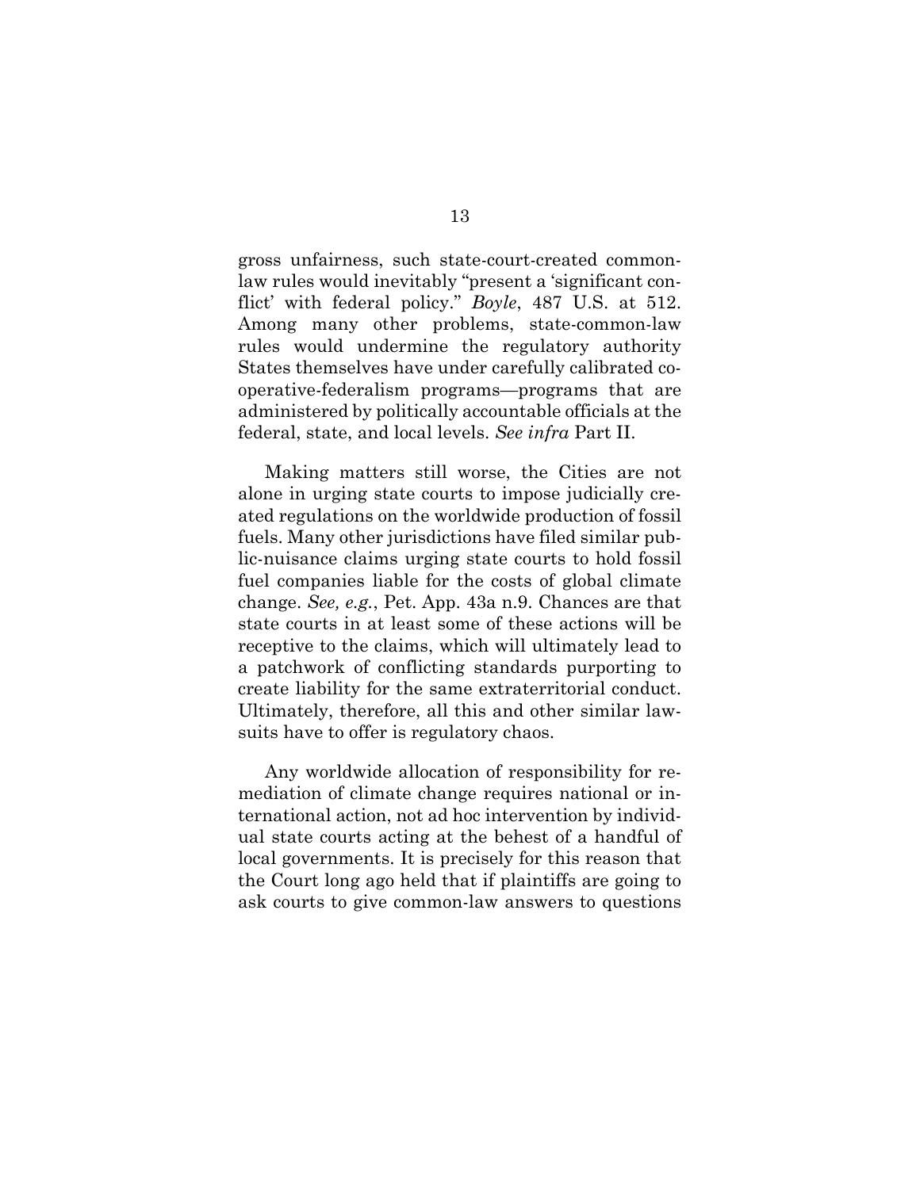gross unfairness, such state-court-created common-law rules would inevitably "present a 'significant conflict' with federal policy." *Boyle*, 487 U.S. at 512. Among many other problems, state-common-law rules would undermine the regulatory authority States themselves have under carefully calibrated cooperative-federalism programs—programs that are administered by politically accountable officials at the federal, state, and local levels. *See infra* Part II.

Making matters still worse, the Cities are not alone in urging state courts to impose judicially created regulations on the worldwide production of fossil fuels. Many other jurisdictions have filed similar public-nuisance claims urging state courts to hold fossil fuel companies liable for the costs of global climate change. *See, e.g.*, Pet. App. 43a n.9. Chances are that state courts in at least some of these actions will be receptive to the claims, which will ultimately lead to a patchwork of conflicting standards purporting to create liability for the same extraterritorial conduct. Ultimately, therefore, all this and other similar lawsuits have to offer is regulatory chaos.

Any worldwide allocation of responsibility for remediation of climate change requires national or international action, not ad hoc intervention by individual state courts acting at the behest of a handful of local governments. It is precisely for this reason that the Court long ago held that if plaintiffs are going to ask courts to give common-law answers to questions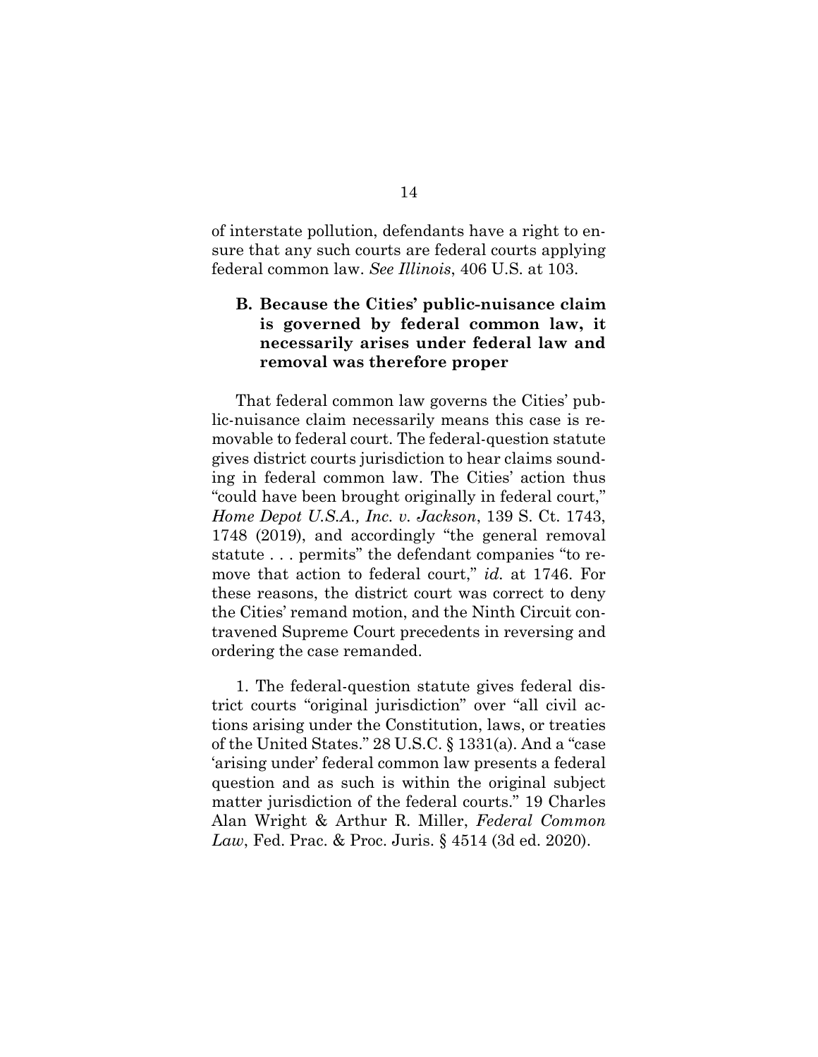of interstate pollution, defendants have a right to ensure that any such courts are federal courts applying federal common law. *See Illinois*, 406 U.S. at 103.

### B. Because the Cities' public-nuisance claim is governed by federal common law, it necessarily arises under federal law and removal was therefore proper

That federal common law governs the Cities' public-nuisance claim necessarily means this case is removable to federal court. The federal-question statute gives district courts jurisdiction to hear claims sounding in federal common law. The Cities' action thus "could have been brought originally in federal court," *Home Depot U.S.A., Inc. v. Jackson*, 139 S. Ct. 1743, 1748 (2019), and accordingly "the general removal statute . . . permits" the defendant companies "to remove that action to federal court," *id.* at 1746. For these reasons, the district court was correct to deny the Cities' remand motion, and the Ninth Circuit contravened Supreme Court precedents in reversing and ordering the case remanded.

1. The federal-question statute gives federal district courts "original jurisdiction" over "all civil actions arising under the Constitution, laws, or treaties of the United States." 28 U.S.C. § 1331(a). And a "case 'arising under' federal common law presents a federal question and as such is within the original subject matter jurisdiction of the federal courts." 19 Charles Alan Wright & Arthur R. Miller, *Federal Common Law*, Fed. Prac. & Proc. Juris. § 4514 (3d ed. 2020).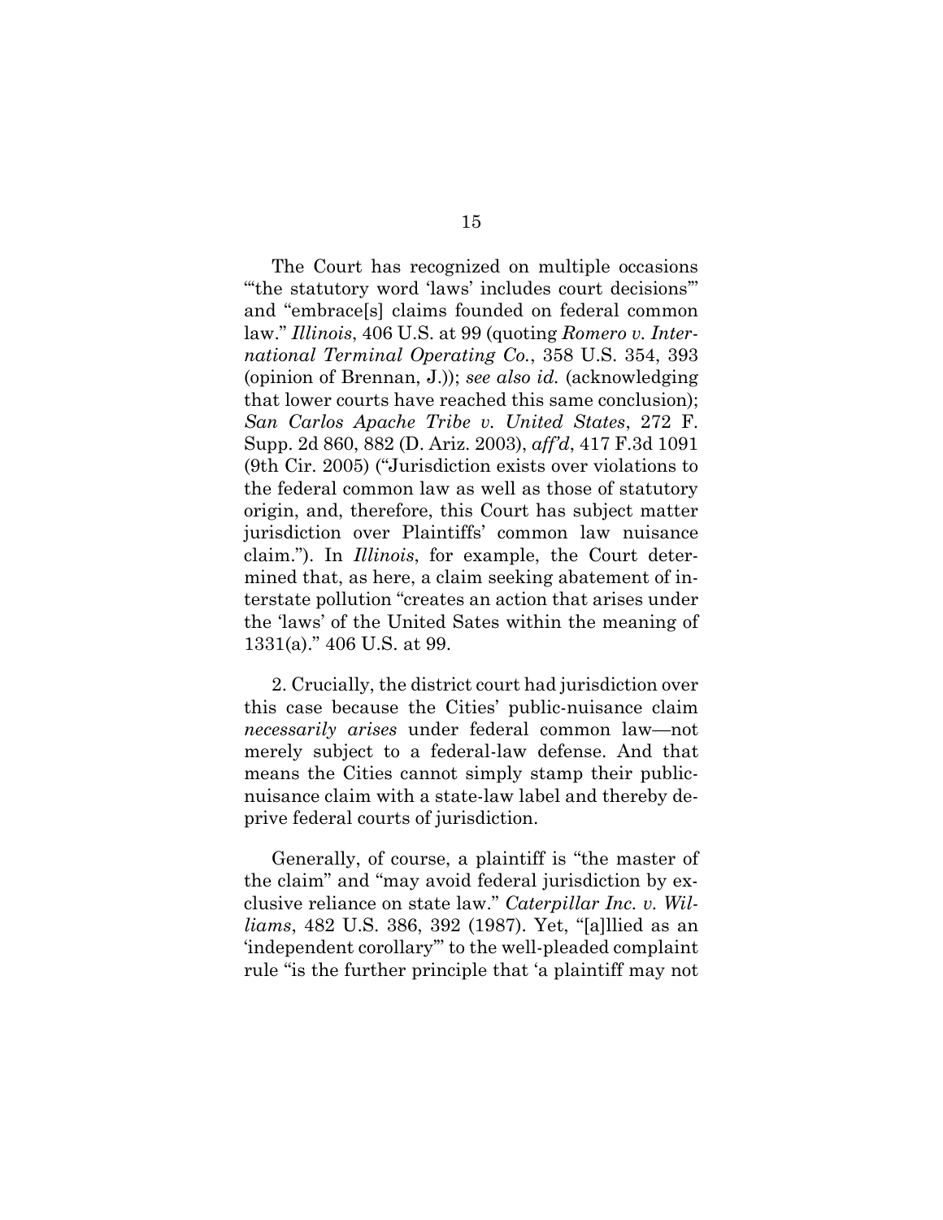The Court has recognized on multiple occasions "'the statutory word 'laws' includes court decisions'" and "embrace[s] claims founded on federal common law." *Illinois*, 406 U.S. at 99 (quoting *Romero v. International Terminal Operating Co.*, 358 U.S. 354, 393 (opinion of Brennan, J.)); *see also id.* (acknowledging that lower courts have reached this same conclusion); *San Carlos Apache Tribe v. United States*, 272 F. Supp. 2d 860, 882 (D. Ariz. 2003), *aff'd*, 417 F.3d 1091 (9th Cir. 2005) ("Jurisdiction exists over violations to the federal common law as well as those of statutory origin, and, therefore, this Court has subject matter jurisdiction over Plaintiffs' common law nuisance claim."). In *Illinois*, for example, the Court determined that, as here, a claim seeking abatement of interstate pollution "creates an action that arises under the 'laws' of the United Sates within the meaning of 1331(a)." 406 U.S. at 99.

2. Crucially, the district court had jurisdiction over this case because the Cities' public-nuisance claim *necessarily arises* under federal common law—not merely subject to a federal-law defense. And that means the Cities cannot simply stamp their public-nuisance claim with a state-law label and thereby deprive federal courts of jurisdiction.

Generally, of course, a plaintiff is "the master of the claim" and "may avoid federal jurisdiction by exclusive reliance on state law." *Caterpillar Inc. v. Williams*, 482 U.S. 386, 392 (1987). Yet, "[a]llied as an 'independent corollary'" to the well-pleaded complaint rule "is the further principle that 'a plaintiff may not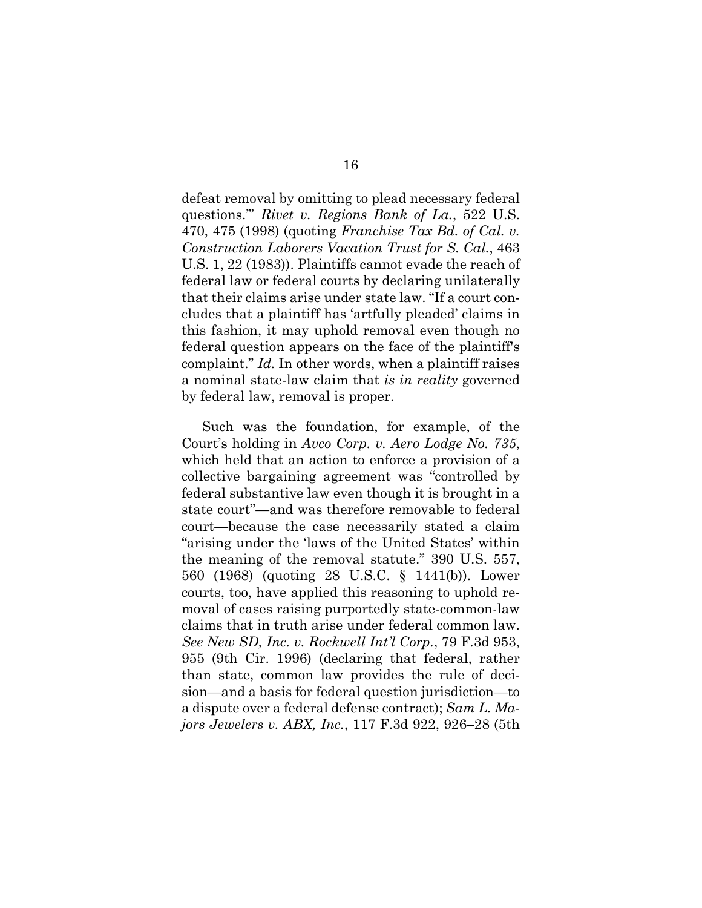defeat removal by omitting to plead necessary federal questions.'" *Rivet v. Regions Bank of La.*, 522 U.S. 470, 475 (1998) (quoting *Franchise Tax Bd. of Cal. v. Construction Laborers Vacation Trust for S. Cal.*, 463 U.S. 1, 22 (1983)). Plaintiffs cannot evade the reach of federal law or federal courts by declaring unilaterally that their claims arise under state law. "If a court concludes that a plaintiff has 'artfully pleaded' claims in this fashion, it may uphold removal even though no federal question appears on the face of the plaintiff's complaint." *Id.* In other words, when a plaintiff raises a nominal state-law claim that *is in reality* governed by federal law, removal is proper.

Such was the foundation, for example, of the Court's holding in *Avco Corp. v. Aero Lodge No. 735*, which held that an action to enforce a provision of a collective bargaining agreement was "controlled by federal substantive law even though it is brought in a state court"—and was therefore removable to federal court—because the case necessarily stated a claim "arising under the 'laws of the United States' within the meaning of the removal statute." 390 U.S. 557, 560 (1968) (quoting 28 U.S.C. § 1441(b)). Lower courts, too, have applied this reasoning to uphold removal of cases raising purportedly state-common-law claims that in truth arise under federal common law. *See New SD, Inc. v. Rockwell Int'l Corp.*, 79 F.3d 953, 955 (9th Cir. 1996) (declaring that federal, rather than state, common law provides the rule of decision—and a basis for federal question jurisdiction—to a dispute over a federal defense contract); *Sam L. Majors Jewelers v. ABX, Inc.*, 117 F.3d 922, 926–28 (5th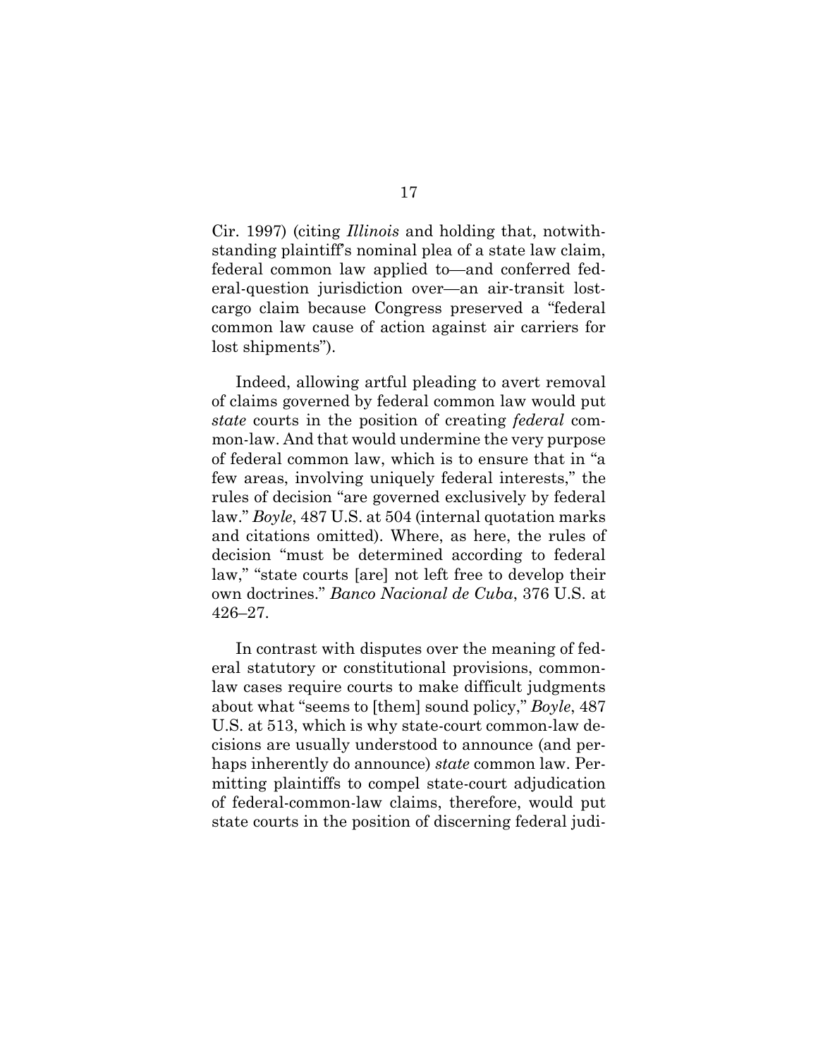Cir. 1997) (citing *Illinois* and holding that, notwithstanding plaintiff's nominal plea of a state law claim, federal common law applied to—and conferred federal-question jurisdiction over—an air-transit lost-cargo claim because Congress preserved a "federal common law cause of action against air carriers for lost shipments").

Indeed, allowing artful pleading to avert removal of claims governed by federal common law would put *state* courts in the position of creating *federal* common-law. And that would undermine the very purpose of federal common law, which is to ensure that in "a few areas, involving uniquely federal interests," the rules of decision "are governed exclusively by federal law." *Boyle*, 487 U.S. at 504 (internal quotation marks and citations omitted). Where, as here, the rules of decision "must be determined according to federal law," "state courts [are] not left free to develop their own doctrines." *Banco Nacional de Cuba*, 376 U.S. at 426–27.

In contrast with disputes over the meaning of federal statutory or constitutional provisions, common-law cases require courts to make difficult judgments about what "seems to [them] sound policy," *Boyle*, 487 U.S. at 513, which is why state-court common-law decisions are usually understood to announce (and perhaps inherently do announce) *state* common law. Permitting plaintiffs to compel state-court adjudication of federal-common-law claims, therefore, would put state courts in the position of discerning federal judi-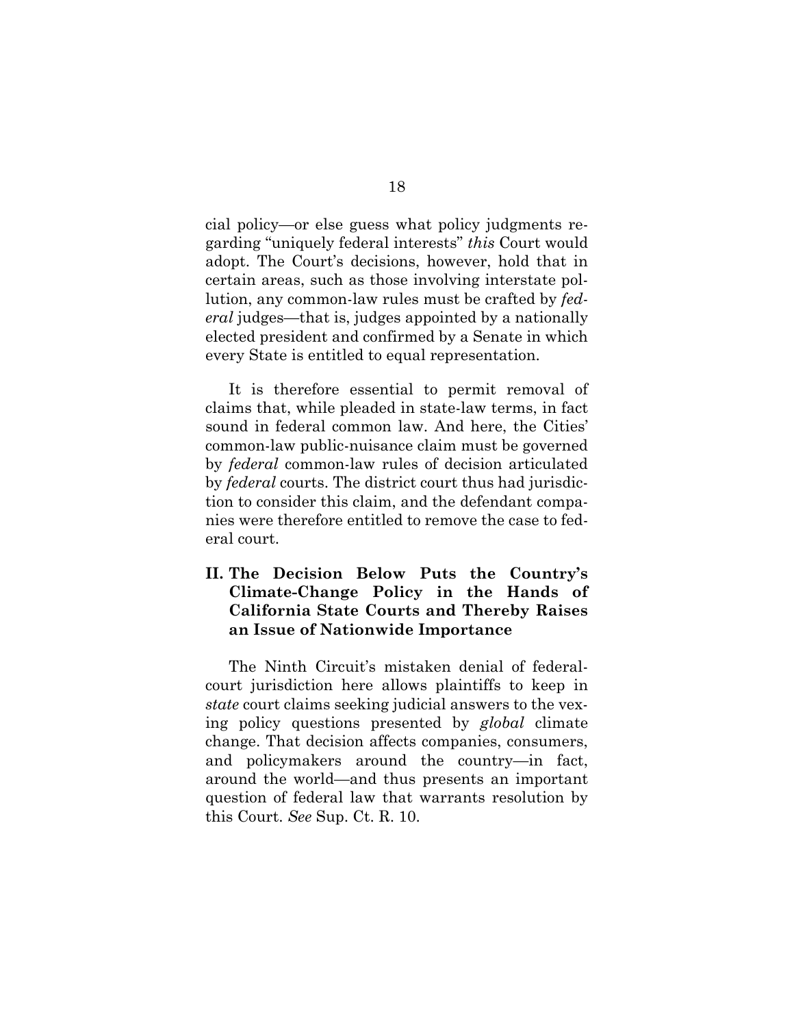cial policy—or else guess what policy judgments regarding "uniquely federal interests" *this* Court would adopt. The Court's decisions, however, hold that in certain areas, such as those involving interstate pollution, any common-law rules must be crafted by *federal* judges—that is, judges appointed by a nationally elected president and confirmed by a Senate in which every State is entitled to equal representation.

It is therefore essential to permit removal of claims that, while pleaded in state-law terms, in fact sound in federal common law. And here, the Cities' common-law public-nuisance claim must be governed by *federal* common-law rules of decision articulated by *federal* courts. The district court thus had jurisdiction to consider this claim, and the defendant companies were therefore entitled to remove the case to federal court.

## II. The Decision Below Puts the Country's Climate-Change Policy in the Hands of California State Courts and Thereby Raises an Issue of Nationwide Importance

The Ninth Circuit's mistaken denial of federal-court jurisdiction here allows plaintiffs to keep in *state* court claims seeking judicial answers to the vexing policy questions presented by *global* climate change. That decision affects companies, consumers, and policymakers around the country—in fact, around the world—and thus presents an important question of federal law that warrants resolution by this Court. *See* Sup. Ct. R. 10.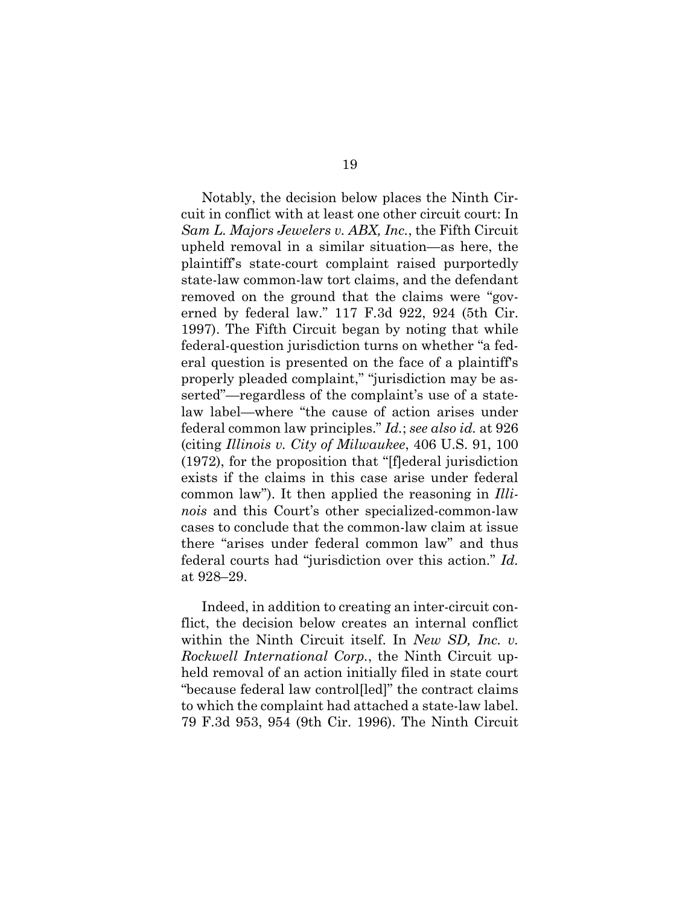Notably, the decision below places the Ninth Circuit in conflict with at least one other circuit court: In *Sam L. Majors Jewelers v. ABX, Inc.*, the Fifth Circuit upheld removal in a similar situation—as here, the plaintiff's state-court complaint raised purportedly state-law common-law tort claims, and the defendant removed on the ground that the claims were "governed by federal law." 117 F.3d 922, 924 (5th Cir. 1997). The Fifth Circuit began by noting that while federal-question jurisdiction turns on whether "a federal question is presented on the face of a plaintiff's properly pleaded complaint," "jurisdiction may be asserted"—regardless of the complaint's use of a state-law label—where "the cause of action arises under federal common law principles." *Id.*; *see also id.* at 926 (citing *Illinois v. City of Milwaukee*, 406 U.S. 91, 100 (1972), for the proposition that "[f]ederal jurisdiction exists if the claims in this case arise under federal common law"). It then applied the reasoning in *Illinois* and this Court's other specialized-common-law cases to conclude that the common-law claim at issue there "arises under federal common law" and thus federal courts had "jurisdiction over this action." *Id.* at 928–29.

Indeed, in addition to creating an inter-circuit conflict, the decision below creates an internal conflict within the Ninth Circuit itself. In *New SD, Inc. v. Rockwell International Corp.*, the Ninth Circuit upheld removal of an action initially filed in state court "because federal law control[led]" the contract claims to which the complaint had attached a state-law label. 79 F.3d 953, 954 (9th Cir. 1996). The Ninth Circuit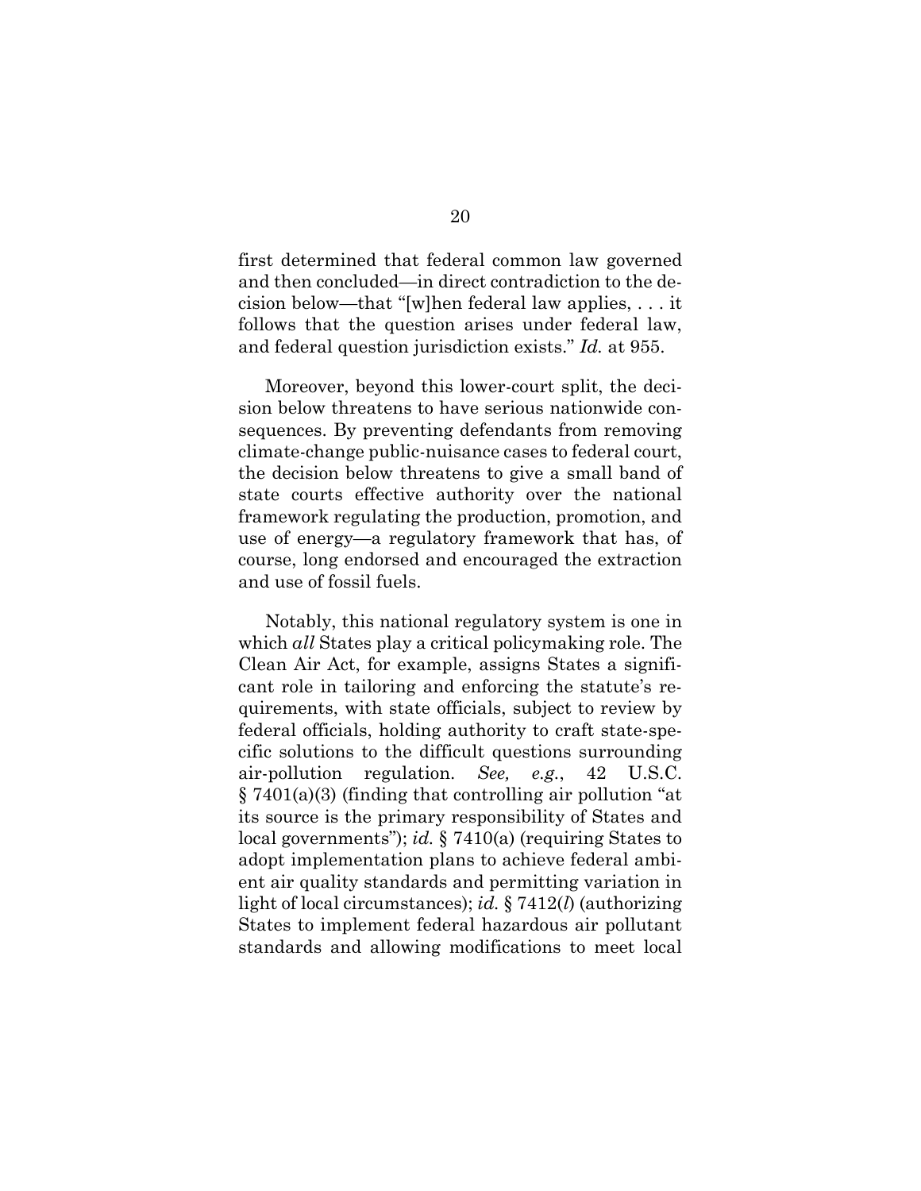first determined that federal common law governed and then concluded—in direct contradiction to the decision below—that "[w]hen federal law applies, . . . it follows that the question arises under federal law, and federal question jurisdiction exists." *Id.* at 955.

Moreover, beyond this lower-court split, the decision below threatens to have serious nationwide consequences. By preventing defendants from removing climate-change public-nuisance cases to federal court, the decision below threatens to give a small band of state courts effective authority over the national framework regulating the production, promotion, and use of energy—a regulatory framework that has, of course, long endorsed and encouraged the extraction and use of fossil fuels.

Notably, this national regulatory system is one in which *all* States play a critical policymaking role. The Clean Air Act, for example, assigns States a significant role in tailoring and enforcing the statute's requirements, with state officials, subject to review by federal officials, holding authority to craft state-specific solutions to the difficult questions surrounding air-pollution regulation. *See, e.g.*, 42 U.S.C. § 7401(a)(3) (finding that controlling air pollution "at its source is the primary responsibility of States and local governments"); *id.* § 7410(a) (requiring States to adopt implementation plans to achieve federal ambient air quality standards and permitting variation in light of local circumstances); *id.* § 7412(*l*) (authorizing States to implement federal hazardous air pollutant standards and allowing modifications to meet local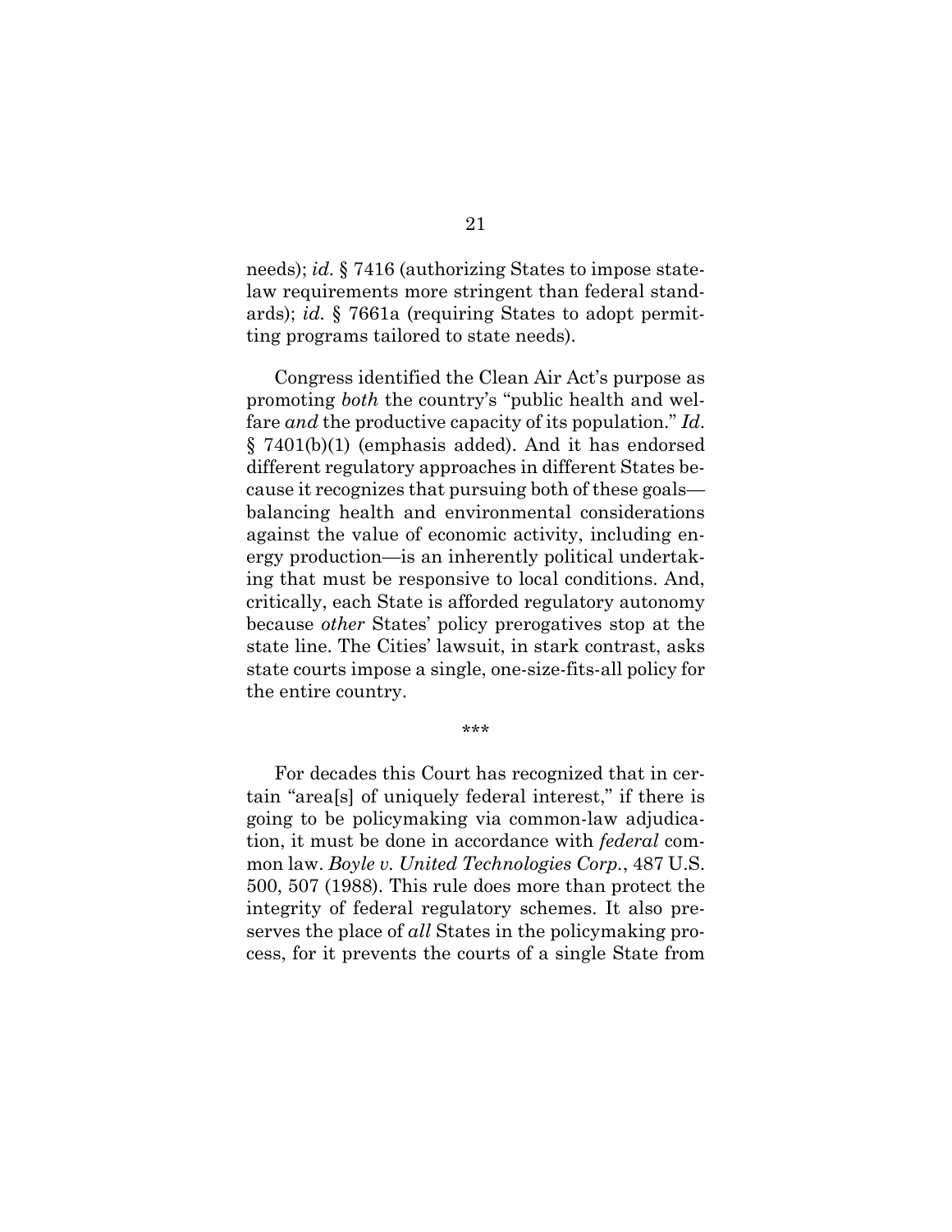needs); *id.* § 7416 (authorizing States to impose state-law requirements more stringent than federal standards); *id.* § 7661a (requiring States to adopt permitting programs tailored to state needs).

Congress identified the Clean Air Act's purpose as promoting *both* the country's "public health and welfare *and* the productive capacity of its population." *Id.* § 7401(b)(1) (emphasis added). And it has endorsed different regulatory approaches in different States because it recognizes that pursuing both of these goals—balancing health and environmental considerations against the value of economic activity, including energy production—is an inherently political undertaking that must be responsive to local conditions. And, critically, each State is afforded regulatory autonomy because *other* States' policy prerogatives stop at the state line. The Cities' lawsuit, in stark contrast, asks state courts impose a single, one-size-fits-all policy for the entire country.

\*\*\*

For decades this Court has recognized that in certain "area[s] of uniquely federal interest," if there is going to be policymaking via common-law adjudication, it must be done in accordance with *federal* common law. *Boyle v. United Technologies Corp.*, 487 U.S. 500, 507 (1988). This rule does more than protect the integrity of federal regulatory schemes. It also preserves the place of *all* States in the policymaking process, for it prevents the courts of a single State from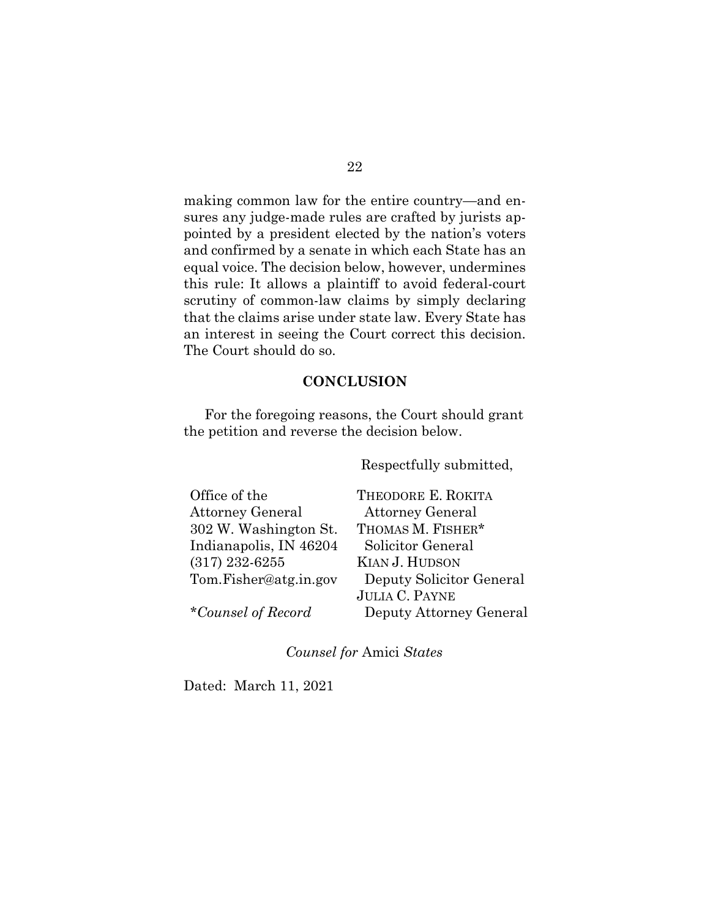making common law for the entire country—and ensures any judge-made rules are crafted by jurists appointed by a president elected by the nation's voters and confirmed by a senate in which each State has an equal voice. The decision below, however, undermines this rule: It allows a plaintiff to avoid federal-court scrutiny of common-law claims by simply declaring that the claims arise under state law. Every State has an interest in seeing the Court correct this decision. The Court should do so.

## CONCLUSION

For the foregoing reasons, the Court should grant the petition and reverse the decision below.

Respectfully submitted,

| | |
|---|---|
| Office of the Attorney General | THEODORE E. ROKITA |
| 302 W. Washington St. | Attorney General |
| Indianapolis, IN 46204 | THOMAS M. FISHER* |
| (317) 232-6255 | Solicitor General |
| Tom.Fisher@atg.in.gov | KIAN J. HUDSON |
| | Deputy Solicitor General |
| *Counsel of Record* | JULIA C. PAYNE |
| | Deputy Attorney General |

*Counsel for* Amici *States*

Dated: March 11, 2021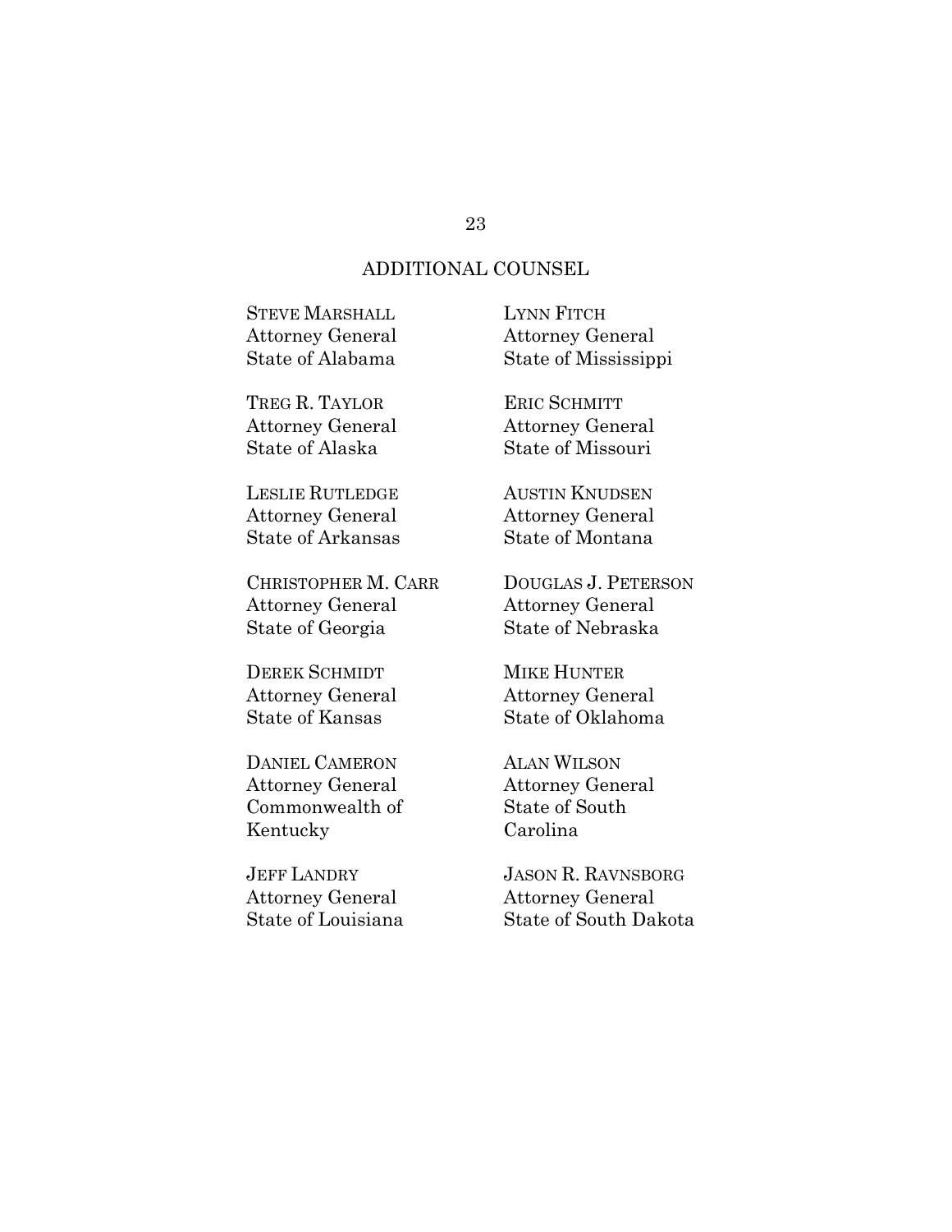## ADDITIONAL COUNSEL

STEVE MARSHALL
Attorney General
State of Alabama

TREG R. TAYLOR
Attorney General
State of Alaska

LESLIE RUTLEDGE
Attorney General
State of Arkansas

CHRISTOPHER M. CARR
Attorney General
State of Georgia

DEREK SCHMIDT
Attorney General
State of Kansas

DANIEL CAMERON
Attorney General
Commonwealth of Kentucky

JEFF LANDRY
Attorney General
State of Louisiana

LYNN FITCH
Attorney General
State of Mississippi

ERIC SCHMITT
Attorney General
State of Missouri

AUSTIN KNUDSEN
Attorney General
State of Montana

DOUGLAS J. PETERSON
Attorney General
State of Nebraska

MIKE HUNTER
Attorney General
State of Oklahoma

ALAN WILSON
Attorney General
State of South Carolina

JASON R. RAVNSBORG
Attorney General
State of South Dakota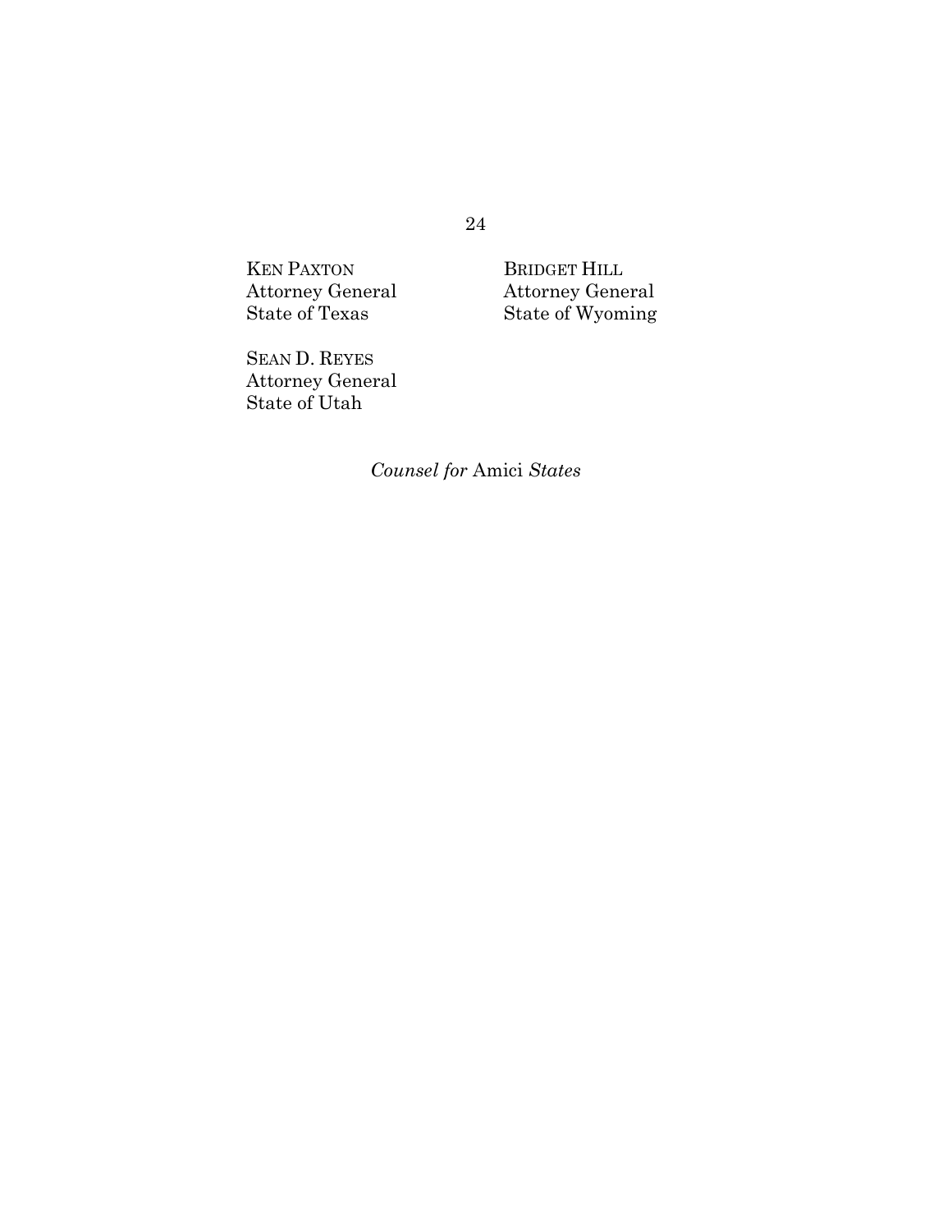KEN PAXTON
Attorney General
State of Texas

SEAN D. REYES
Attorney General
State of Utah

BRIDGET HILL
Attorney General
State of Wyoming

*Counsel for* Amici *States*